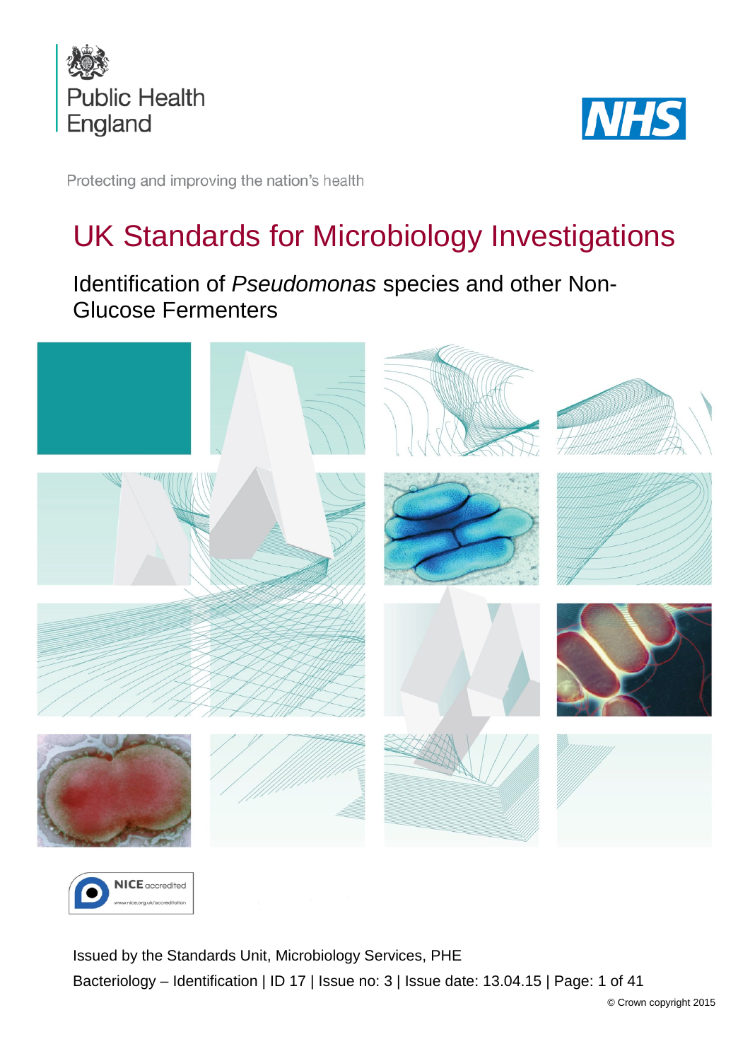Public Health England

NHS

Protecting and improving the nation's health

# UK Standards for Microbiology Investigations

## Identification of *Pseudomonas* species and other Non-Glucose Fermenters

NICE accredited
www.nice.org.uk/accreditation

Issued by the Standards Unit, Microbiology Services, PHE

Bacteriology – Identification | ID 17 | Issue no: 3 | Issue date: 13.04.15 | Page: 1 of 41

© Crown copyright 2015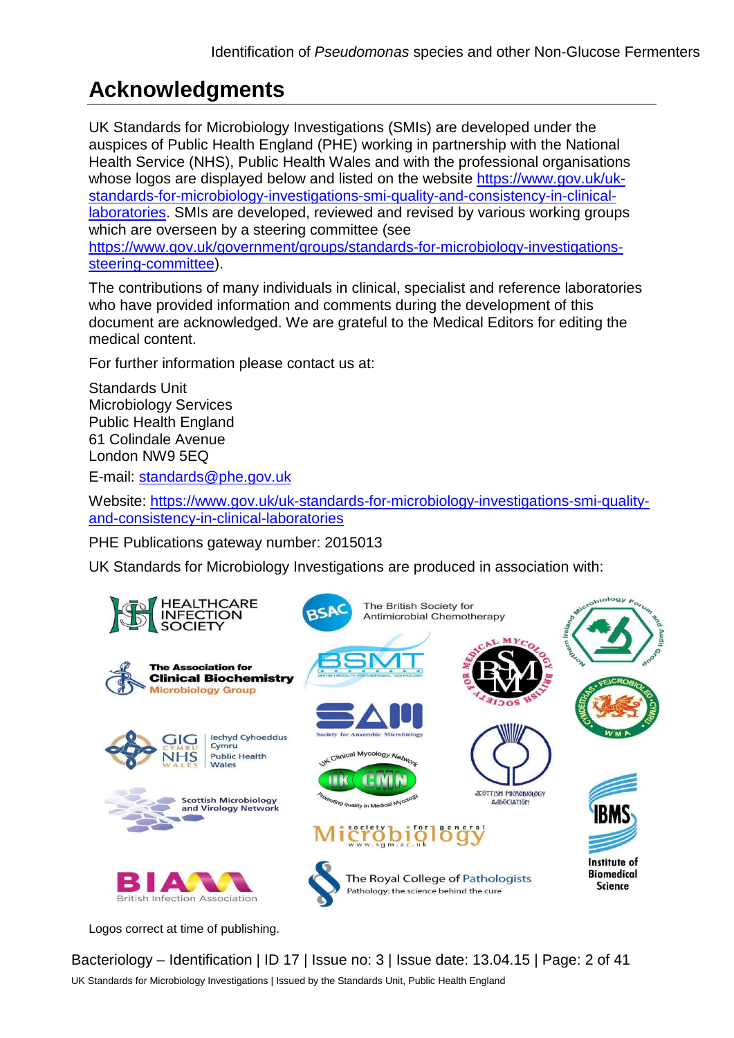# Acknowledgments

UK Standards for Microbiology Investigations (SMIs) are developed under the auspices of Public Health England (PHE) working in partnership with the National Health Service (NHS), Public Health Wales and with the professional organisations whose logos are displayed below and listed on the website [https://www.gov.uk/uk-standards-for-microbiology-investigations-smi-quality-and-consistency-in-clinical-laboratories](https://www.gov.uk/uk-standards-for-microbiology-investigations-smi-quality-and-consistency-in-clinical-laboratories). SMIs are developed, reviewed and revised by various working groups which are overseen by a steering committee (see [https://www.gov.uk/government/groups/standards-for-microbiology-investigations-steering-committee](https://www.gov.uk/government/groups/standards-for-microbiology-investigations-steering-committee)).

The contributions of many individuals in clinical, specialist and reference laboratories who have provided information and comments during the development of this document are acknowledged. We are grateful to the Medical Editors for editing the medical content.

For further information please contact us at:

Standards Unit
Microbiology Services
Public Health England
61 Colindale Avenue
London NW9 5EQ

E-mail: [standards@phe.gov.uk](mailto:standards@phe.gov.uk)

Website: [https://www.gov.uk/uk-standards-for-microbiology-investigations-smi-quality-and-consistency-in-clinical-laboratories](https://www.gov.uk/uk-standards-for-microbiology-investigations-smi-quality-and-consistency-in-clinical-laboratories)

PHE Publications gateway number: 2015013

UK Standards for Microbiology Investigations are produced in association with:

Healthcare Infection Society
The British Society for Antimicrobial Chemotherapy
Northern Ireland Microbiology Forum and Audit Group
The Association for Clinical Biochemistry Microbiology Group
BSMT
British Medical Mycology Society
SAM – Society for Anaerobic Microbiology
Cymdeithas Feicrobioleg Cymru – WMA
GIG Cymru NHS Wales – Iechyd Cyhoeddus Cymru Public Health Wales
UK Clinical Mycology Network – UKCMN – Promoting quality in Medical Mycology
Scottish Microbiology Association
Scottish Microbiology and Virology Network
Society for General Microbiology – www.sgm.ac.uk
IBMS – Institute of Biomedical Science
BIA – British Infection Association
The Royal College of Pathologists – Pathology: the science behind the cure

Logos correct at time of publishing.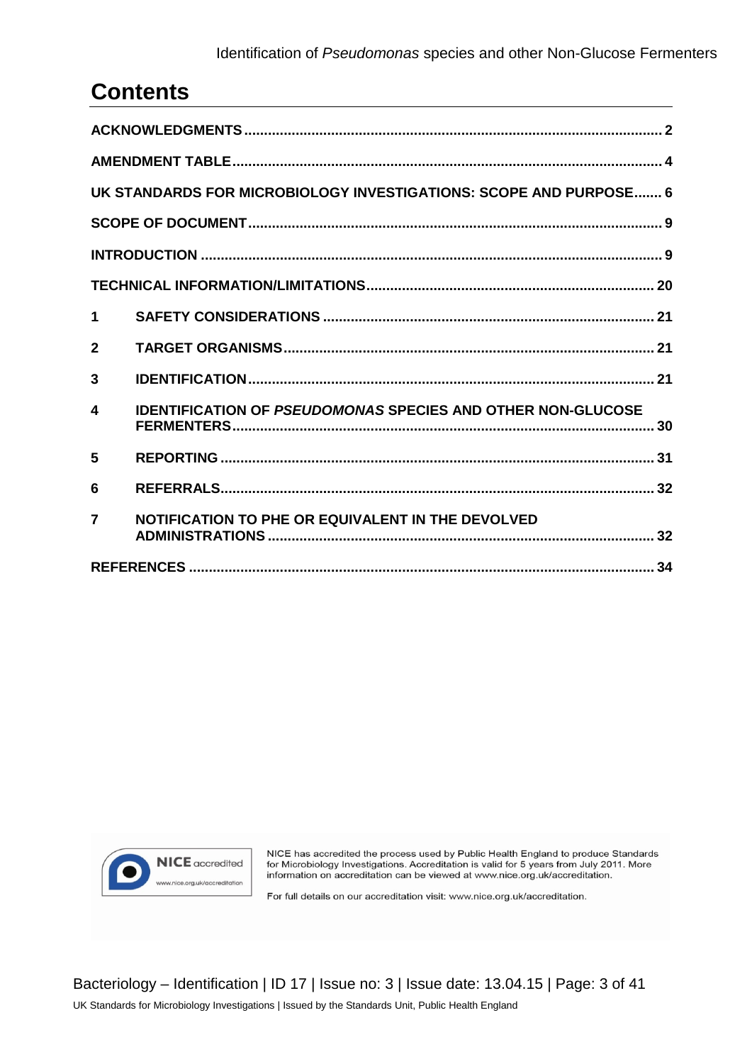## Contents

ACKNOWLEDGMENTS ........ 2

AMENDMENT TABLE ........ 4

UK STANDARDS FOR MICROBIOLOGY INVESTIGATIONS: SCOPE AND PURPOSE ........ 6

SCOPE OF DOCUMENT ........ 9

INTRODUCTION ........ 9

TECHNICAL INFORMATION/LIMITATIONS ........ 20

1 SAFETY CONSIDERATIONS ........ 21

2 TARGET ORGANISMS ........ 21

3 IDENTIFICATION ........ 21

4 IDENTIFICATION OF *PSEUDOMONAS* SPECIES AND OTHER NON-GLUCOSE FERMENTERS ........ 30

5 REPORTING ........ 31

6 REFERRALS ........ 32

7 NOTIFICATION TO PHE OR EQUIVALENT IN THE DEVOLVED ADMINISTRATIONS ........ 32

REFERENCES ........ 34

NICE accredited
www.nice.org.uk/accreditation

NICE has accredited the process used by Public Health England to produce Standards for Microbiology Investigations. Accreditation is valid for 5 years from July 2011. More information on accreditation can be viewed at www.nice.org.uk/accreditation.

For full details on our accreditation visit: www.nice.org.uk/accreditation.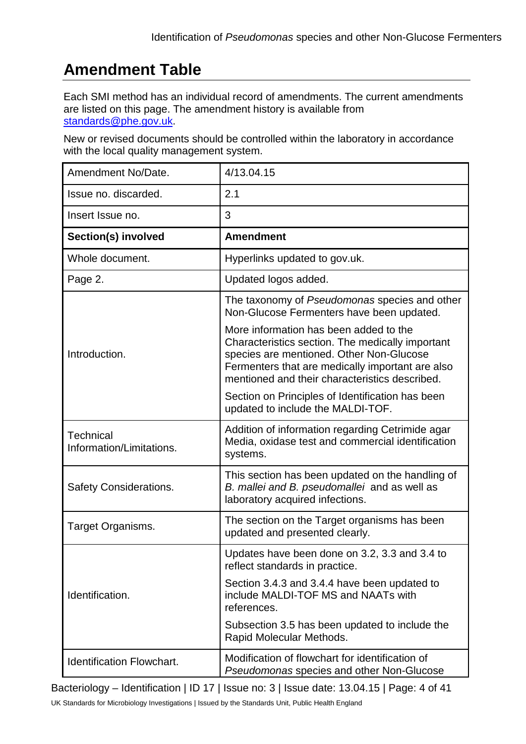# Amendment Table

Each SMI method has an individual record of amendments. The current amendments are listed on this page. The amendment history is available from standards@phe.gov.uk.

New or revised documents should be controlled within the laboratory in accordance with the local quality management system.

| Amendment No/Date. | 4/13.04.15 |
|---|---|
| Issue no. discarded. | 2.1 |
| Insert Issue no. | 3 |
| **Section(s) involved** | **Amendment** |
| Whole document. | Hyperlinks updated to gov.uk. |
| Page 2. | Updated logos added. |
| Introduction. | The taxonomy of *Pseudomonas* species and other Non-Glucose Fermenters have been updated.<br><br>More information has been added to the Characteristics section. The medically important species are mentioned. Other Non-Glucose Fermenters that are medically important are also mentioned and their characteristics described.<br><br>Section on Principles of Identification has been updated to include the MALDI-TOF. |
| Technical Information/Limitations. | Addition of information regarding Cetrimide agar Media, oxidase test and commercial identification systems. |
| Safety Considerations. | This section has been updated on the handling of *B. mallei and B. pseudomallei* and as well as laboratory acquired infections. |
| Target Organisms. | The section on the Target organisms has been updated and presented clearly. |
| Identification. | Updates have been done on 3.2, 3.3 and 3.4 to reflect standards in practice.<br><br>Section 3.4.3 and 3.4.4 have been updated to include MALDI-TOF MS and NAATs with references.<br><br>Subsection 3.5 has been updated to include the Rapid Molecular Methods. |
| Identification Flowchart. | Modification of flowchart for identification of *Pseudomonas* species and other Non-Glucose |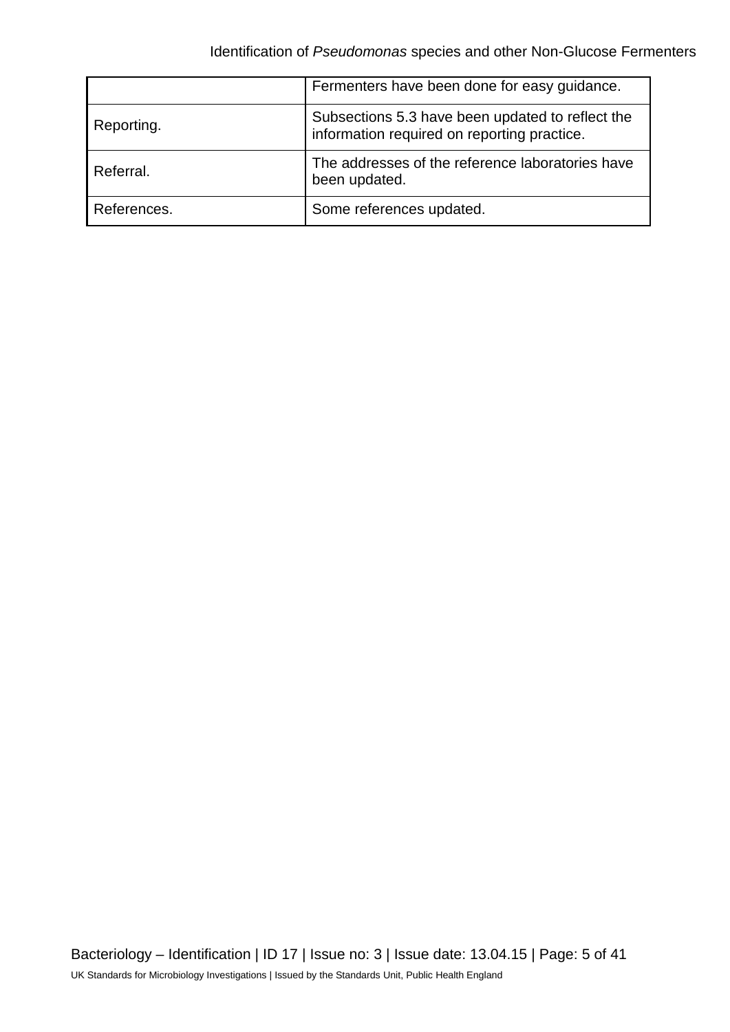|  |  |
|---|---|
|  | Fermenters have been done for easy guidance. |
| Reporting. | Subsections 5.3 have been updated to reflect the information required on reporting practice. |
| Referral. | The addresses of the reference laboratories have been updated. |
| References. | Some references updated. |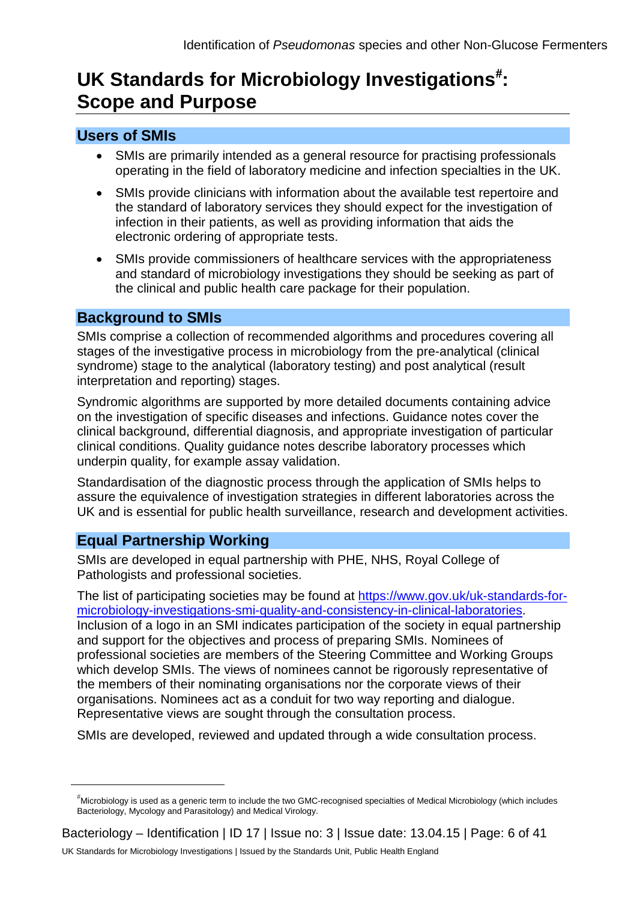# UK Standards for Microbiology Investigations[#]: Scope and Purpose

## Users of SMIs

- SMIs are primarily intended as a general resource for practising professionals operating in the field of laboratory medicine and infection specialties in the UK.
- SMIs provide clinicians with information about the available test repertoire and the standard of laboratory services they should expect for the investigation of infection in their patients, as well as providing information that aids the electronic ordering of appropriate tests.
- SMIs provide commissioners of healthcare services with the appropriateness and standard of microbiology investigations they should be seeking as part of the clinical and public health care package for their population.

## Background to SMIs

SMIs comprise a collection of recommended algorithms and procedures covering all stages of the investigative process in microbiology from the pre-analytical (clinical syndrome) stage to the analytical (laboratory testing) and post analytical (result interpretation and reporting) stages.

Syndromic algorithms are supported by more detailed documents containing advice on the investigation of specific diseases and infections. Guidance notes cover the clinical background, differential diagnosis, and appropriate investigation of particular clinical conditions. Quality guidance notes describe laboratory processes which underpin quality, for example assay validation.

Standardisation of the diagnostic process through the application of SMIs helps to assure the equivalence of investigation strategies in different laboratories across the UK and is essential for public health surveillance, research and development activities.

## Equal Partnership Working

SMIs are developed in equal partnership with PHE, NHS, Royal College of Pathologists and professional societies.

The list of participating societies may be found at [https://www.gov.uk/uk-standards-for-microbiology-investigations-smi-quality-and-consistency-in-clinical-laboratories](https://www.gov.uk/uk-standards-for-microbiology-investigations-smi-quality-and-consistency-in-clinical-laboratories). Inclusion of a logo in an SMI indicates participation of the society in equal partnership and support for the objectives and process of preparing SMIs. Nominees of professional societies are members of the Steering Committee and Working Groups which develop SMIs. The views of nominees cannot be rigorously representative of the members of their nominating organisations nor the corporate views of their organisations. Nominees act as a conduit for two way reporting and dialogue. Representative views are sought through the consultation process.

SMIs are developed, reviewed and updated through a wide consultation process.

---

[#] Microbiology is used as a generic term to include the two GMC-recognised specialties of Medical Microbiology (which includes Bacteriology, Mycology and Parasitology) and Medical Virology.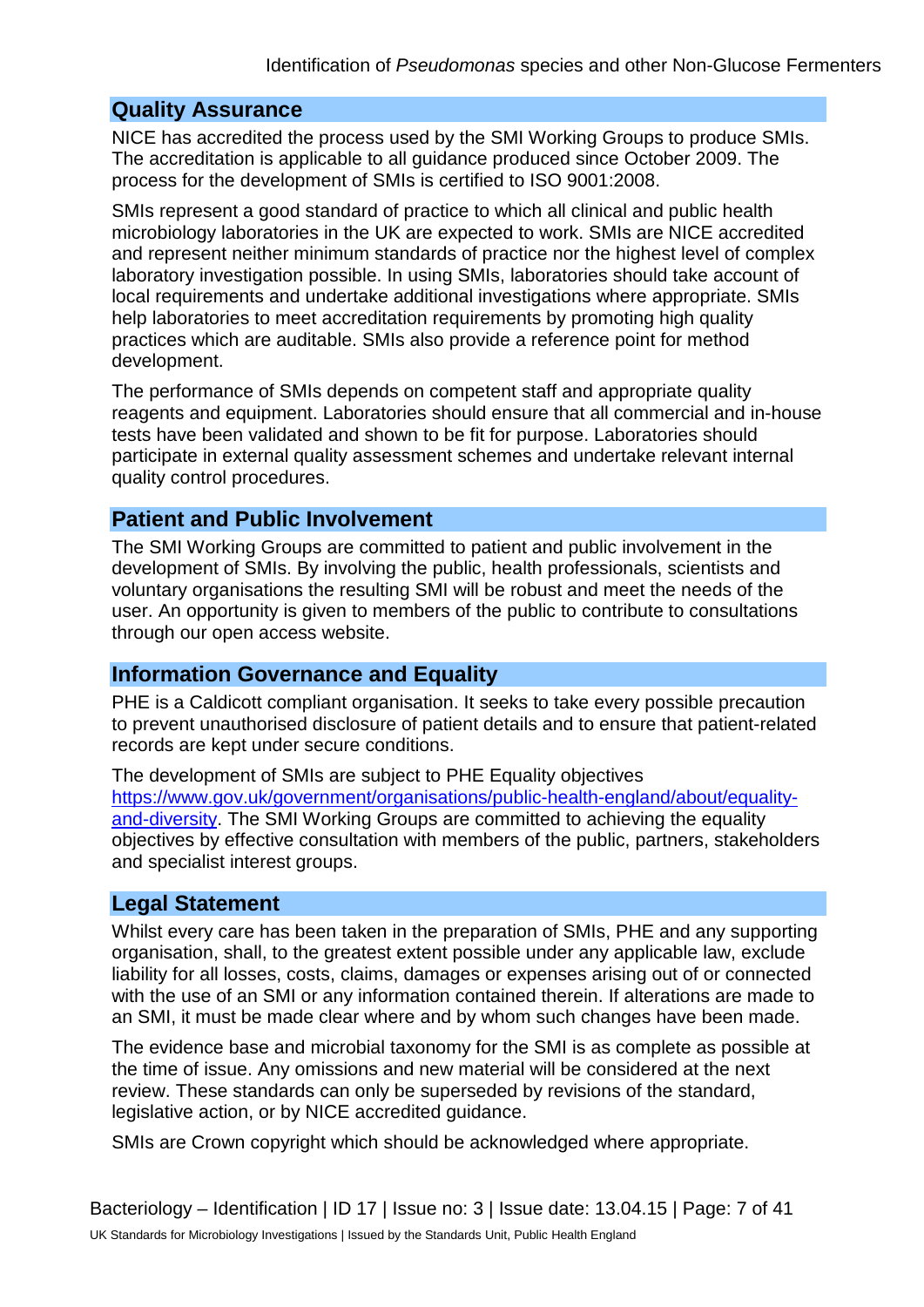## Quality Assurance

NICE has accredited the process used by the SMI Working Groups to produce SMIs. The accreditation is applicable to all guidance produced since October 2009. The process for the development of SMIs is certified to ISO 9001:2008.

SMIs represent a good standard of practice to which all clinical and public health microbiology laboratories in the UK are expected to work. SMIs are NICE accredited and represent neither minimum standards of practice nor the highest level of complex laboratory investigation possible. In using SMIs, laboratories should take account of local requirements and undertake additional investigations where appropriate. SMIs help laboratories to meet accreditation requirements by promoting high quality practices which are auditable. SMIs also provide a reference point for method development.

The performance of SMIs depends on competent staff and appropriate quality reagents and equipment. Laboratories should ensure that all commercial and in-house tests have been validated and shown to be fit for purpose. Laboratories should participate in external quality assessment schemes and undertake relevant internal quality control procedures.

## Patient and Public Involvement

The SMI Working Groups are committed to patient and public involvement in the development of SMIs. By involving the public, health professionals, scientists and voluntary organisations the resulting SMI will be robust and meet the needs of the user. An opportunity is given to members of the public to contribute to consultations through our open access website.

## Information Governance and Equality

PHE is a Caldicott compliant organisation. It seeks to take every possible precaution to prevent unauthorised disclosure of patient details and to ensure that patient-related records are kept under secure conditions.

The development of SMIs are subject to PHE Equality objectives [https://www.gov.uk/government/organisations/public-health-england/about/equality-and-diversity](https://www.gov.uk/government/organisations/public-health-england/about/equality-and-diversity). The SMI Working Groups are committed to achieving the equality objectives by effective consultation with members of the public, partners, stakeholders and specialist interest groups.

## Legal Statement

Whilst every care has been taken in the preparation of SMIs, PHE and any supporting organisation, shall, to the greatest extent possible under any applicable law, exclude liability for all losses, costs, claims, damages or expenses arising out of or connected with the use of an SMI or any information contained therein. If alterations are made to an SMI, it must be made clear where and by whom such changes have been made.

The evidence base and microbial taxonomy for the SMI is as complete as possible at the time of issue. Any omissions and new material will be considered at the next review. These standards can only be superseded by revisions of the standard, legislative action, or by NICE accredited guidance.

SMIs are Crown copyright which should be acknowledged where appropriate.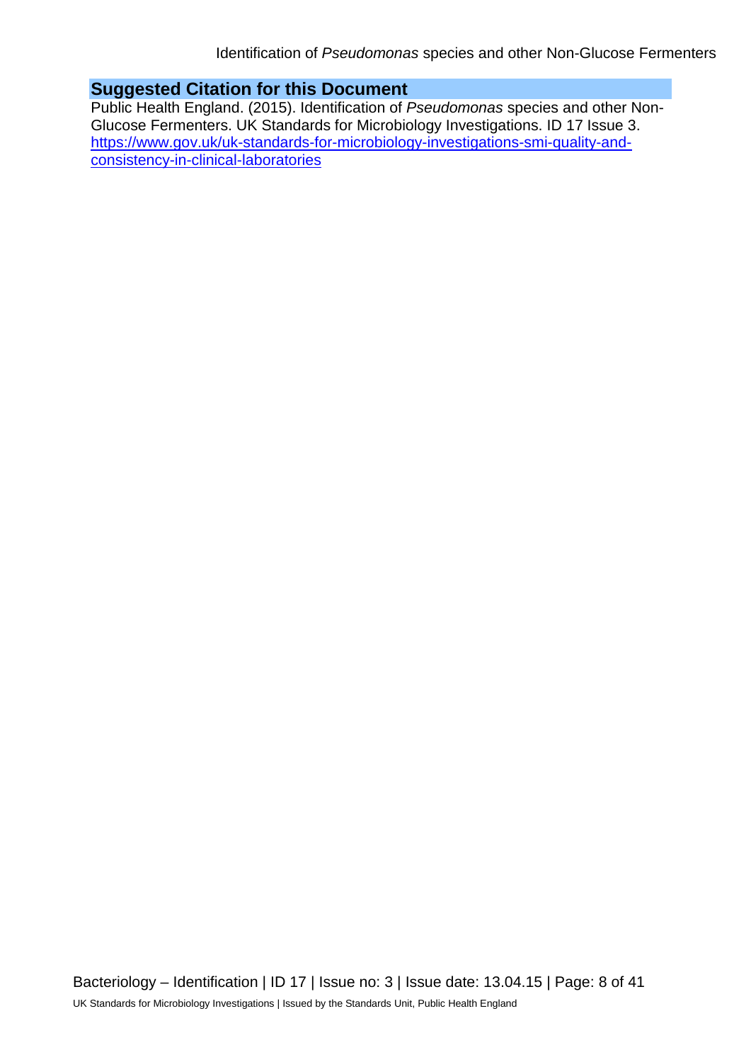## Suggested Citation for this Document

Public Health England. (2015). Identification of *Pseudomonas* species and other Non-Glucose Fermenters. UK Standards for Microbiology Investigations. ID 17 Issue 3. https://www.gov.uk/uk-standards-for-microbiology-investigations-smi-quality-and-consistency-in-clinical-laboratories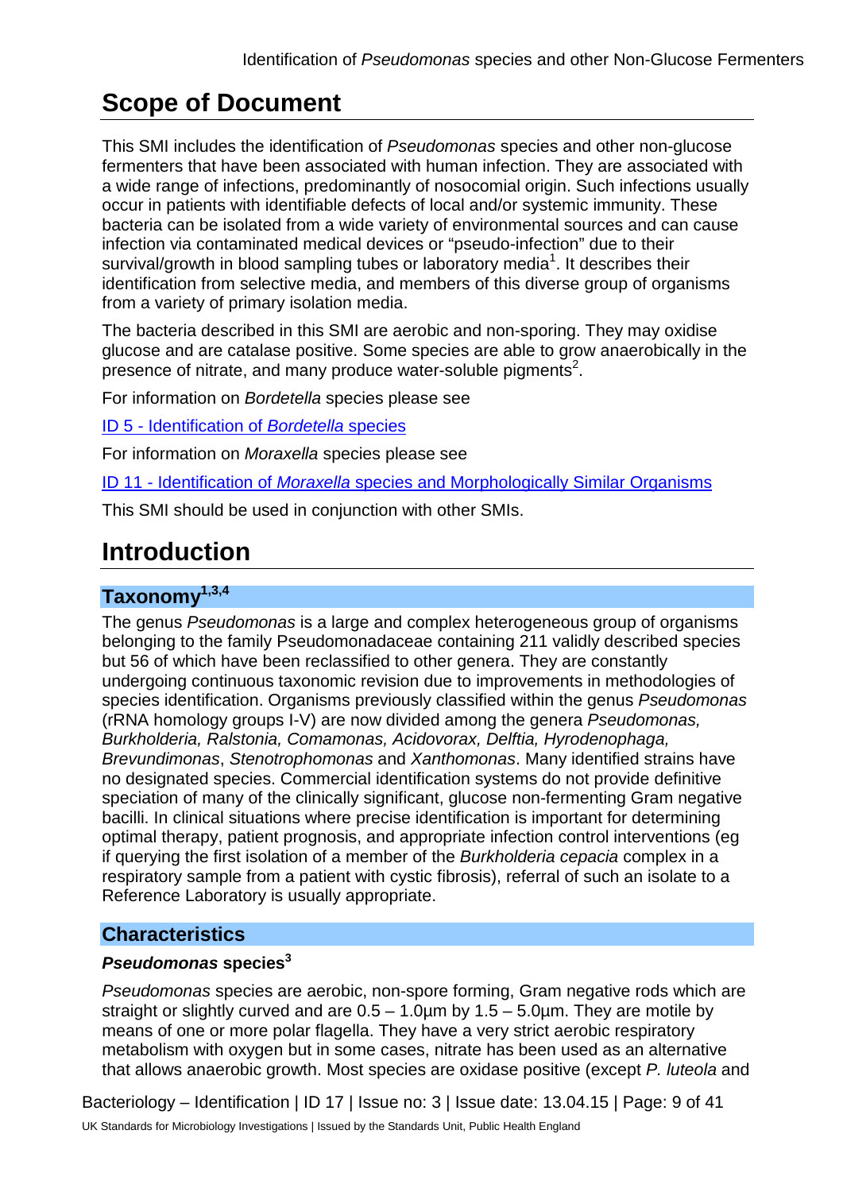# Scope of Document

This SMI includes the identification of *Pseudomonas* species and other non-glucose fermenters that have been associated with human infection. They are associated with a wide range of infections, predominantly of nosocomial origin. Such infections usually occur in patients with identifiable defects of local and/or systemic immunity. These bacteria can be isolated from a wide variety of environmental sources and can cause infection via contaminated medical devices or "pseudo-infection" due to their survival/growth in blood sampling tubes or laboratory media[1]. It describes their identification from selective media, and members of this diverse group of organisms from a variety of primary isolation media.

The bacteria described in this SMI are aerobic and non-sporing. They may oxidise glucose and are catalase positive. Some species are able to grow anaerobically in the presence of nitrate, and many produce water-soluble pigments[2].

For information on *Bordetella* species please see

ID 5 - Identification of *Bordetella* species

For information on *Moraxella* species please see

ID 11 - Identification of *Moraxella* species and Morphologically Similar Organisms

This SMI should be used in conjunction with other SMIs.

# Introduction

## Taxonomy[1,3,4]

The genus *Pseudomonas* is a large and complex heterogeneous group of organisms belonging to the family Pseudomonadaceae containing 211 validly described species but 56 of which have been reclassified to other genera. They are constantly undergoing continuous taxonomic revision due to improvements in methodologies of species identification. Organisms previously classified within the genus *Pseudomonas* (rRNA homology groups I-V) are now divided among the genera *Pseudomonas, Burkholderia, Ralstonia, Comamonas, Acidovorax, Delftia, Hyrodenophaga, Brevundimonas*, *Stenotrophomonas* and *Xanthomonas*. Many identified strains have no designated species. Commercial identification systems do not provide definitive speciation of many of the clinically significant, glucose non-fermenting Gram negative bacilli. In clinical situations where precise identification is important for determining optimal therapy, patient prognosis, and appropriate infection control interventions (eg if querying the first isolation of a member of the *Burkholderia cepacia* complex in a respiratory sample from a patient with cystic fibrosis), referral of such an isolate to a Reference Laboratory is usually appropriate.

## Characteristics

### *Pseudomonas* species[3]

*Pseudomonas* species are aerobic, non-spore forming, Gram negative rods which are straight or slightly curved and are 0.5 – 1.0µm by 1.5 – 5.0µm. They are motile by means of one or more polar flagella. They have a very strict aerobic respiratory metabolism with oxygen but in some cases, nitrate has been used as an alternative that allows anaerobic growth. Most species are oxidase positive (except *P. luteola* and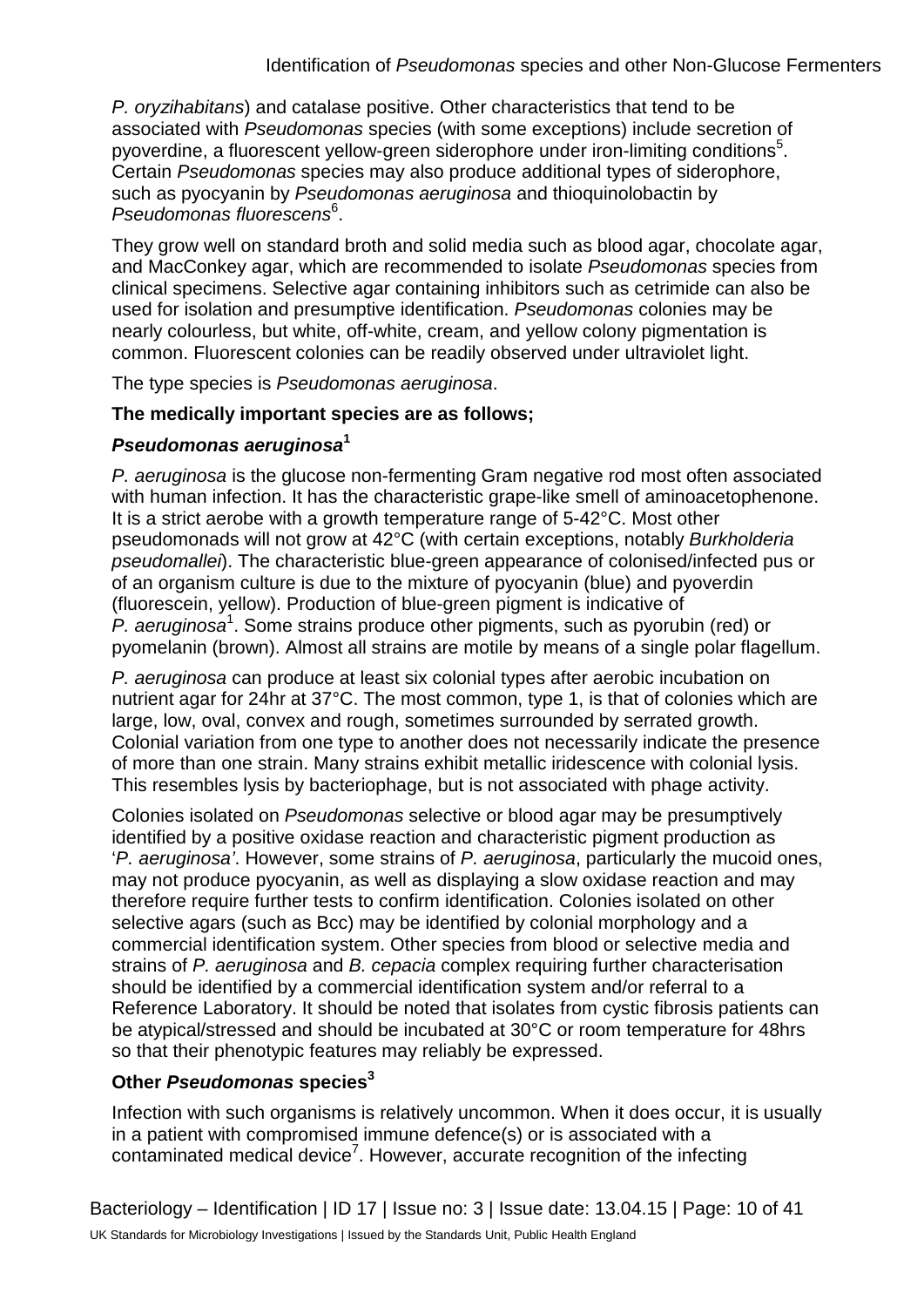*P. oryzihabitans*) and catalase positive. Other characteristics that tend to be associated with *Pseudomonas* species (with some exceptions) include secretion of pyoverdine, a fluorescent yellow-green siderophore under iron-limiting conditions[5]. Certain *Pseudomonas* species may also produce additional types of siderophore, such as pyocyanin by *Pseudomonas aeruginosa* and thioquinolobactin by *Pseudomonas fluorescens*[6].

They grow well on standard broth and solid media such as blood agar, chocolate agar, and MacConkey agar, which are recommended to isolate *Pseudomonas* species from clinical specimens. Selective agar containing inhibitors such as cetrimide can also be used for isolation and presumptive identification. *Pseudomonas* colonies may be nearly colourless, but white, off-white, cream, and yellow colony pigmentation is common. Fluorescent colonies can be readily observed under ultraviolet light.

The type species is *Pseudomonas aeruginosa*.

**The medically important species are as follows;**

### *Pseudomonas aeruginosa*[1]

*P. aeruginosa* is the glucose non-fermenting Gram negative rod most often associated with human infection. It has the characteristic grape-like smell of aminoacetophenone. It is a strict aerobe with a growth temperature range of 5-42°C. Most other pseudomonads will not grow at 42°C (with certain exceptions, notably *Burkholderia pseudomallei*). The characteristic blue-green appearance of colonised/infected pus or of an organism culture is due to the mixture of pyocyanin (blue) and pyoverdin (fluorescein, yellow). Production of blue-green pigment is indicative of *P. aeruginosa*[1]. Some strains produce other pigments, such as pyorubin (red) or pyomelanin (brown). Almost all strains are motile by means of a single polar flagellum.

*P. aeruginosa* can produce at least six colonial types after aerobic incubation on nutrient agar for 24hr at 37°C. The most common, type 1, is that of colonies which are large, low, oval, convex and rough, sometimes surrounded by serrated growth. Colonial variation from one type to another does not necessarily indicate the presence of more than one strain. Many strains exhibit metallic iridescence with colonial lysis. This resembles lysis by bacteriophage, but is not associated with phage activity.

Colonies isolated on *Pseudomonas* selective or blood agar may be presumptively identified by a positive oxidase reaction and characteristic pigment production as '*P. aeruginosa'*. However, some strains of *P. aeruginosa*, particularly the mucoid ones, may not produce pyocyanin, as well as displaying a slow oxidase reaction and may therefore require further tests to confirm identification. Colonies isolated on other selective agars (such as Bcc) may be identified by colonial morphology and a commercial identification system. Other species from blood or selective media and strains of *P. aeruginosa* and *B. cepacia* complex requiring further characterisation should be identified by a commercial identification system and/or referral to a Reference Laboratory. It should be noted that isolates from cystic fibrosis patients can be atypical/stressed and should be incubated at 30°C or room temperature for 48hrs so that their phenotypic features may reliably be expressed.

### Other *Pseudomonas* species[3]

Infection with such organisms is relatively uncommon. When it does occur, it is usually in a patient with compromised immune defence(s) or is associated with a contaminated medical device[7]. However, accurate recognition of the infecting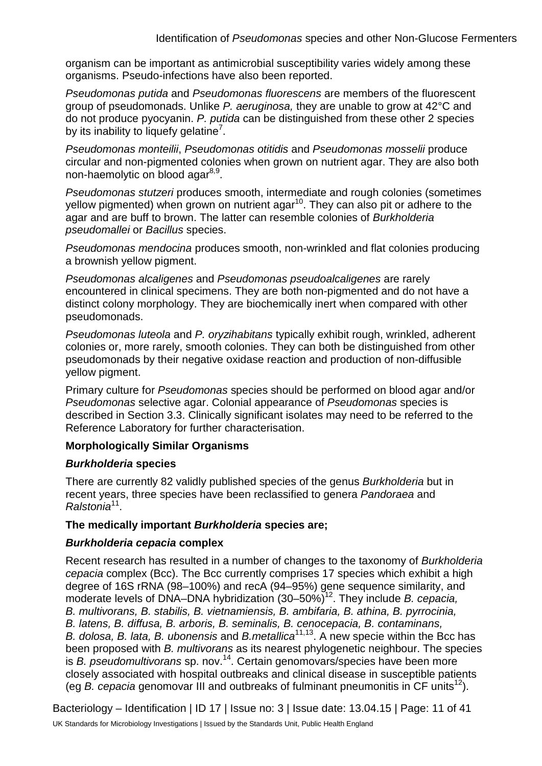organism can be important as antimicrobial susceptibility varies widely among these organisms. Pseudo-infections have also been reported.

*Pseudomonas putida* and *Pseudomonas fluorescens* are members of the fluorescent group of pseudomonads. Unlike *P. aeruginosa,* they are unable to grow at 42°C and do not produce pyocyanin. *P. putida* can be distinguished from these other 2 species by its inability to liquefy gelatine[7].

*Pseudomonas monteilii*, *Pseudomonas otitidis* and *Pseudomonas mosselii* produce circular and non-pigmented colonies when grown on nutrient agar. They are also both non-haemolytic on blood agar[8,9].

*Pseudomonas stutzeri* produces smooth, intermediate and rough colonies (sometimes yellow pigmented) when grown on nutrient agar[10]. They can also pit or adhere to the agar and are buff to brown. The latter can resemble colonies of *Burkholderia pseudomallei* or *Bacillus* species.

*Pseudomonas mendocina* produces smooth, non-wrinkled and flat colonies producing a brownish yellow pigment.

*Pseudomonas alcaligenes* and *Pseudomonas pseudoalcaligenes* are rarely encountered in clinical specimens. They are both non-pigmented and do not have a distinct colony morphology. They are biochemically inert when compared with other pseudomonads.

*Pseudomonas luteola* and *P. oryzihabitans* typically exhibit rough, wrinkled, adherent colonies or, more rarely, smooth colonies. They can both be distinguished from other pseudomonads by their negative oxidase reaction and production of non-diffusible yellow pigment.

Primary culture for *Pseudomonas* species should be performed on blood agar and/or *Pseudomonas* selective agar. Colonial appearance of *Pseudomonas* species is described in Section 3.3. Clinically significant isolates may need to be referred to the Reference Laboratory for further characterisation.

**Morphologically Similar Organisms**

***Burkholderia* species**

There are currently 82 validly published species of the genus *Burkholderia* but in recent years, three species have been reclassified to genera *Pandoraea* and *Ralstonia*[11].

**The medically important *Burkholderia* species are;**

***Burkholderia cepacia* complex**

Recent research has resulted in a number of changes to the taxonomy of *Burkholderia cepacia* complex (Bcc). The Bcc currently comprises 17 species which exhibit a high degree of 16S rRNA (98–100%) and recA (94–95%) gene sequence similarity, and moderate levels of DNA–DNA hybridization (30–50%)[12]. They include *B. cepacia, B. multivorans, B. stabilis, B. vietnamiensis, B. ambifaria, B. athina, B. pyrrocinia, B. latens, B. diffusa, B. arboris, B. seminalis, B. cenocepacia, B. contaminans, B. dolosa, B. lata, B. ubonensis* and *B.metallica*[11,13]. A new specie within the Bcc has been proposed with *B. multivorans* as its nearest phylogenetic neighbour. The species is *B. pseudomultivorans* sp. nov.[14]. Certain genomovars/species have been more closely associated with hospital outbreaks and clinical disease in susceptible patients (eg *B. cepacia* genomovar III and outbreaks of fulminant pneumonitis in CF units[12]).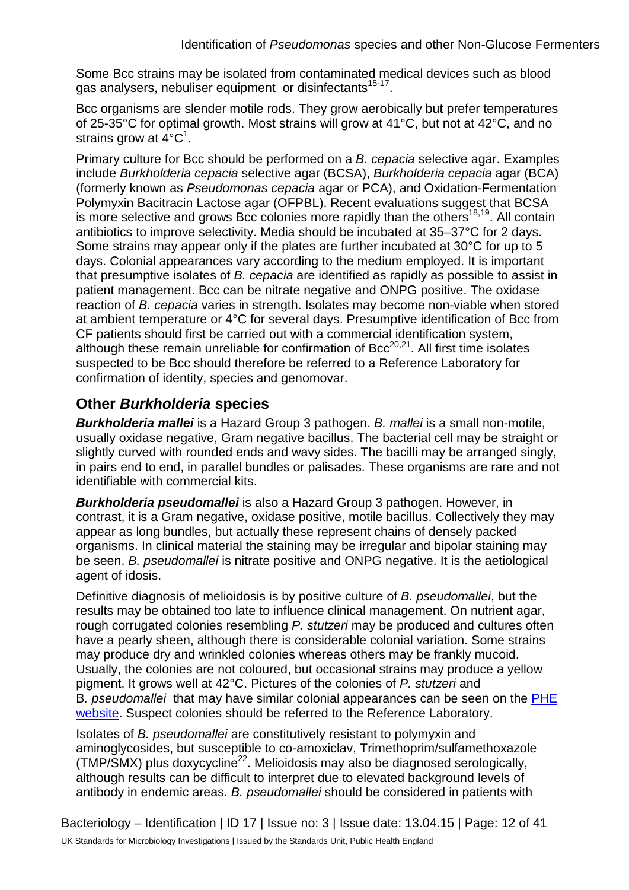Some Bcc strains may be isolated from contaminated medical devices such as blood gas analysers, nebuliser equipment or disinfectants[15-17].

Bcc organisms are slender motile rods. They grow aerobically but prefer temperatures of 25-35°C for optimal growth. Most strains will grow at 41°C, but not at 42°C, and no strains grow at 4°C[1].

Primary culture for Bcc should be performed on a *B. cepacia* selective agar. Examples include *Burkholderia cepacia* selective agar (BCSA), *Burkholderia cepacia* agar (BCA) (formerly known as *Pseudomonas cepacia* agar or PCA), and Oxidation-Fermentation Polymyxin Bacitracin Lactose agar (OFPBL). Recent evaluations suggest that BCSA is more selective and grows Bcc colonies more rapidly than the others[18,19]. All contain antibiotics to improve selectivity. Media should be incubated at 35–37°C for 2 days. Some strains may appear only if the plates are further incubated at 30°C for up to 5 days. Colonial appearances vary according to the medium employed. It is important that presumptive isolates of *B. cepacia* are identified as rapidly as possible to assist in patient management. Bcc can be nitrate negative and ONPG positive. The oxidase reaction of *B. cepacia* varies in strength. Isolates may become non-viable when stored at ambient temperature or 4°C for several days. Presumptive identification of Bcc from CF patients should first be carried out with a commercial identification system, although these remain unreliable for confirmation of Bcc[20,21]. All first time isolates suspected to be Bcc should therefore be referred to a Reference Laboratory for confirmation of identity, species and genomovar.

## Other *Burkholderia* species

***Burkholderia mallei*** is a Hazard Group 3 pathogen. *B. mallei* is a small non-motile, usually oxidase negative, Gram negative bacillus. The bacterial cell may be straight or slightly curved with rounded ends and wavy sides. The bacilli may be arranged singly, in pairs end to end, in parallel bundles or palisades. These organisms are rare and not identifiable with commercial kits.

***Burkholderia pseudomallei*** is also a Hazard Group 3 pathogen. However, in contrast, it is a Gram negative, oxidase positive, motile bacillus. Collectively they may appear as long bundles, but actually these represent chains of densely packed organisms. In clinical material the staining may be irregular and bipolar staining may be seen. *B. pseudomallei* is nitrate positive and ONPG negative. It is the aetiological agent of idosis.

Definitive diagnosis of melioidosis is by positive culture of *B. pseudomallei*, but the results may be obtained too late to influence clinical management. On nutrient agar, rough corrugated colonies resembling *P. stutzeri* may be produced and cultures often have a pearly sheen, although there is considerable colonial variation. Some strains may produce dry and wrinkled colonies whereas others may be frankly mucoid. Usually, the colonies are not coloured, but occasional strains may produce a yellow pigment. It grows well at 42°C. Pictures of the colonies of *P. stutzeri* and *B. pseudomallei* that may have similar colonial appearances can be seen on the PHE website. Suspect colonies should be referred to the Reference Laboratory.

Isolates of *B. pseudomallei* are constitutively resistant to polymyxin and aminoglycosides, but susceptible to co-amoxiclav, Trimethoprim/sulfamethoxazole (TMP/SMX) plus doxycycline[22]. Melioidosis may also be diagnosed serologically, although results can be difficult to interpret due to elevated background levels of antibody in endemic areas. *B. pseudomallei* should be considered in patients with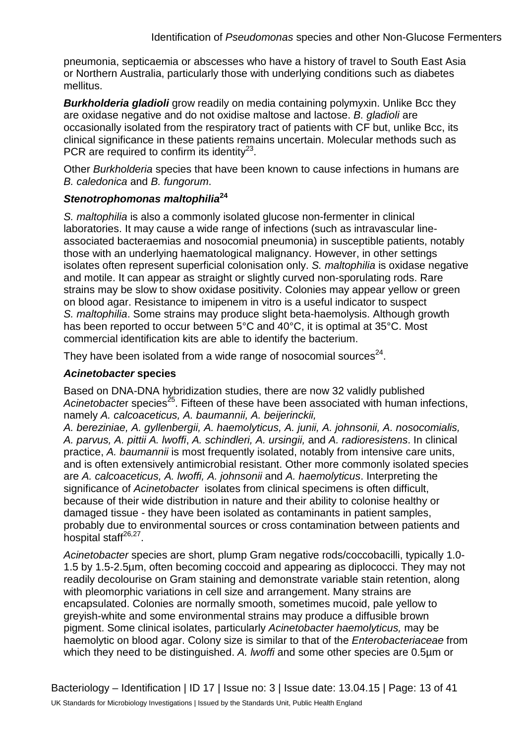pneumonia, septicaemia or abscesses who have a history of travel to South East Asia or Northern Australia, particularly those with underlying conditions such as diabetes mellitus.

***Burkholderia gladioli*** grow readily on media containing polymyxin. Unlike Bcc they are oxidase negative and do not oxidise maltose and lactose. *B. gladioli* are occasionally isolated from the respiratory tract of patients with CF but, unlike Bcc, its clinical significance in these patients remains uncertain. Molecular methods such as PCR are required to confirm its identity[23].

Other *Burkholderia* species that have been known to cause infections in humans are *B. caledonica* and *B. fungorum*.

### *Stenotrophomonas maltophilia*[24]

*S. maltophilia* is also a commonly isolated glucose non-fermenter in clinical laboratories. It may cause a wide range of infections (such as intravascular line-associated bacteraemias and nosocomial pneumonia) in susceptible patients, notably those with an underlying haematological malignancy. However, in other settings isolates often represent superficial colonisation only. *S. maltophilia* is oxidase negative and motile. It can appear as straight or slightly curved non-sporulating rods. Rare strains may be slow to show oxidase positivity. Colonies may appear yellow or green on blood agar. Resistance to imipenem in vitro is a useful indicator to suspect *S. maltophilia*. Some strains may produce slight beta-haemolysis. Although growth has been reported to occur between 5°C and 40°C, it is optimal at 35°C. Most commercial identification kits are able to identify the bacterium.

They have been isolated from a wide range of nosocomial sources[24].

### *Acinetobacter* species

Based on DNA-DNA hybridization studies, there are now 32 validly published *Acinetobacter* species[25]. Fifteen of these have been associated with human infections, namely *A. calcoaceticus, A. baumannii, A. beijerinckii, A. bereziniae, A. gyllenbergii, A. haemolyticus, A. junii, A. johnsonii, A. nosocomialis, A. parvus, A. pittii A. lwoffi*, *A. schindleri, A. ursingii,* and *A. radioresistens*. In clinical practice, *A. baumannii* is most frequently isolated, notably from intensive care units, and is often extensively antimicrobial resistant. Other more commonly isolated species are *A. calcoaceticus, A. lwoffi, A. johnsonii* and *A. haemolyticus*. Interpreting the significance of *Acinetobacter* isolates from clinical specimens is often difficult, because of their wide distribution in nature and their ability to colonise healthy or damaged tissue - they have been isolated as contaminants in patient samples, probably due to environmental sources or cross contamination between patients and hospital staff[26,27].

*Acinetobacter* species are short, plump Gram negative rods/coccobacilli, typically 1.0-1.5 by 1.5-2.5µm, often becoming coccoid and appearing as diplococci. They may not readily decolourise on Gram staining and demonstrate variable stain retention, along with pleomorphic variations in cell size and arrangement. Many strains are encapsulated. Colonies are normally smooth, sometimes mucoid, pale yellow to greyish-white and some environmental strains may produce a diffusible brown pigment. Some clinical isolates, particularly *Acinetobacter haemolyticus,* may be haemolytic on blood agar. Colony size is similar to that of the *Enterobacteriaceae* from which they need to be distinguished. *A. lwoffi* and some other species are 0.5µm or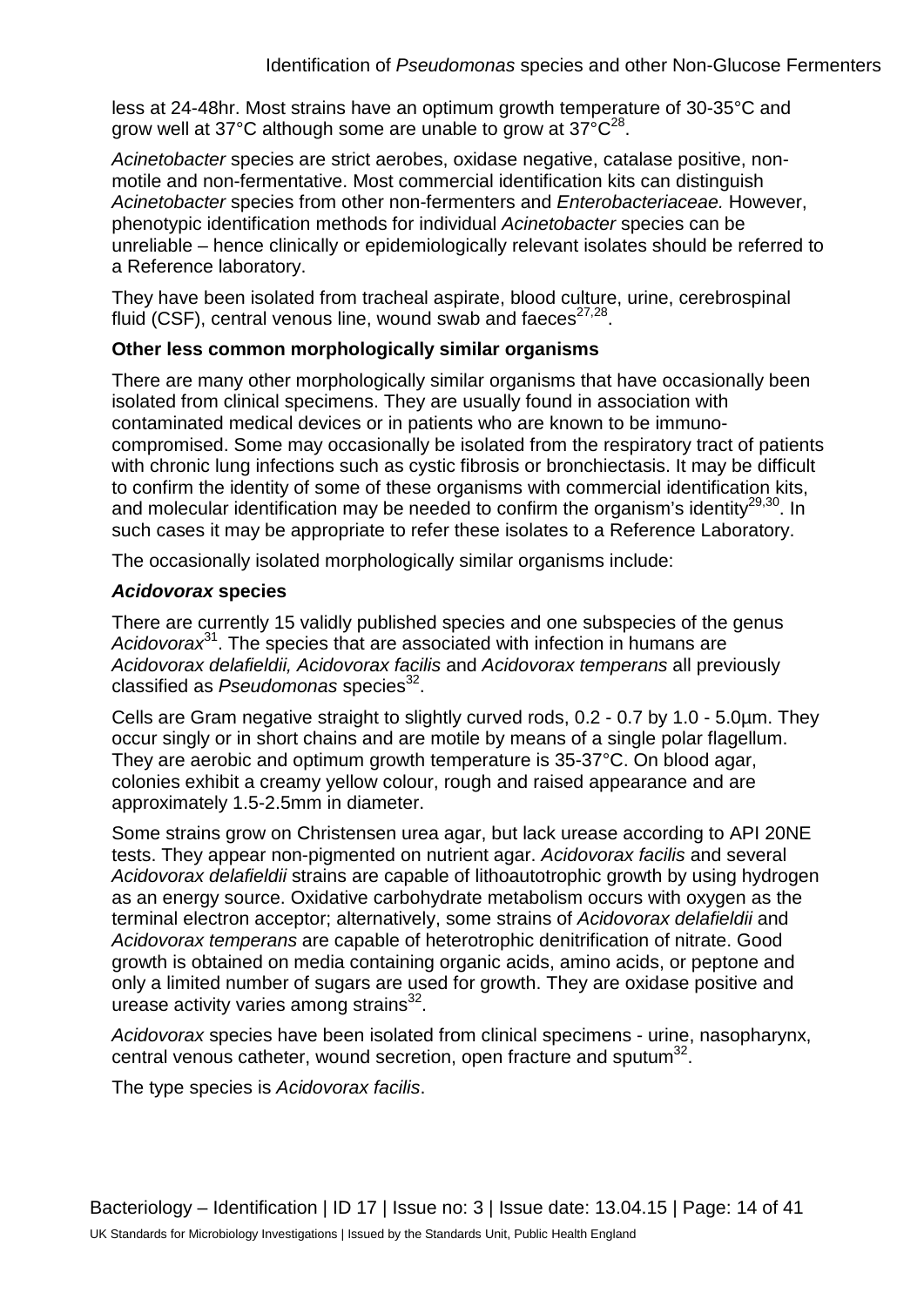less at 24-48hr. Most strains have an optimum growth temperature of 30-35°C and grow well at 37°C although some are unable to grow at 37°C[28].

*Acinetobacter* species are strict aerobes, oxidase negative, catalase positive, non-motile and non-fermentative. Most commercial identification kits can distinguish *Acinetobacter* species from other non-fermenters and *Enterobacteriaceae.* However, phenotypic identification methods for individual *Acinetobacter* species can be unreliable – hence clinically or epidemiologically relevant isolates should be referred to a Reference laboratory.

They have been isolated from tracheal aspirate, blood culture, urine, cerebrospinal fluid (CSF), central venous line, wound swab and faeces[27,28].

**Other less common morphologically similar organisms**

There are many other morphologically similar organisms that have occasionally been isolated from clinical specimens. They are usually found in association with contaminated medical devices or in patients who are known to be immuno-compromised. Some may occasionally be isolated from the respiratory tract of patients with chronic lung infections such as cystic fibrosis or bronchiectasis. It may be difficult to confirm the identity of some of these organisms with commercial identification kits, and molecular identification may be needed to confirm the organism's identity[29,30]. In such cases it may be appropriate to refer these isolates to a Reference Laboratory.

The occasionally isolated morphologically similar organisms include:

***Acidovorax* species**

There are currently 15 validly published species and one subspecies of the genus *Acidovorax*[31]. The species that are associated with infection in humans are *Acidovorax delafieldii, Acidovorax facilis* and *Acidovorax temperans* all previously classified as *Pseudomonas* species[32].

Cells are Gram negative straight to slightly curved rods, 0.2 - 0.7 by 1.0 - 5.0µm. They occur singly or in short chains and are motile by means of a single polar flagellum. They are aerobic and optimum growth temperature is 35-37°C. On blood agar, colonies exhibit a creamy yellow colour, rough and raised appearance and are approximately 1.5-2.5mm in diameter.

Some strains grow on Christensen urea agar, but lack urease according to API 20NE tests. They appear non-pigmented on nutrient agar. *Acidovorax facilis* and several *Acidovorax delafieldii* strains are capable of lithoautotrophic growth by using hydrogen as an energy source. Oxidative carbohydrate metabolism occurs with oxygen as the terminal electron acceptor; alternatively, some strains of *Acidovorax delafieldii* and *Acidovorax temperans* are capable of heterotrophic denitrification of nitrate. Good growth is obtained on media containing organic acids, amino acids, or peptone and only a limited number of sugars are used for growth. They are oxidase positive and urease activity varies among strains[32].

*Acidovorax* species have been isolated from clinical specimens - urine, nasopharynx, central venous catheter, wound secretion, open fracture and sputum[32].

The type species is *Acidovorax facilis*.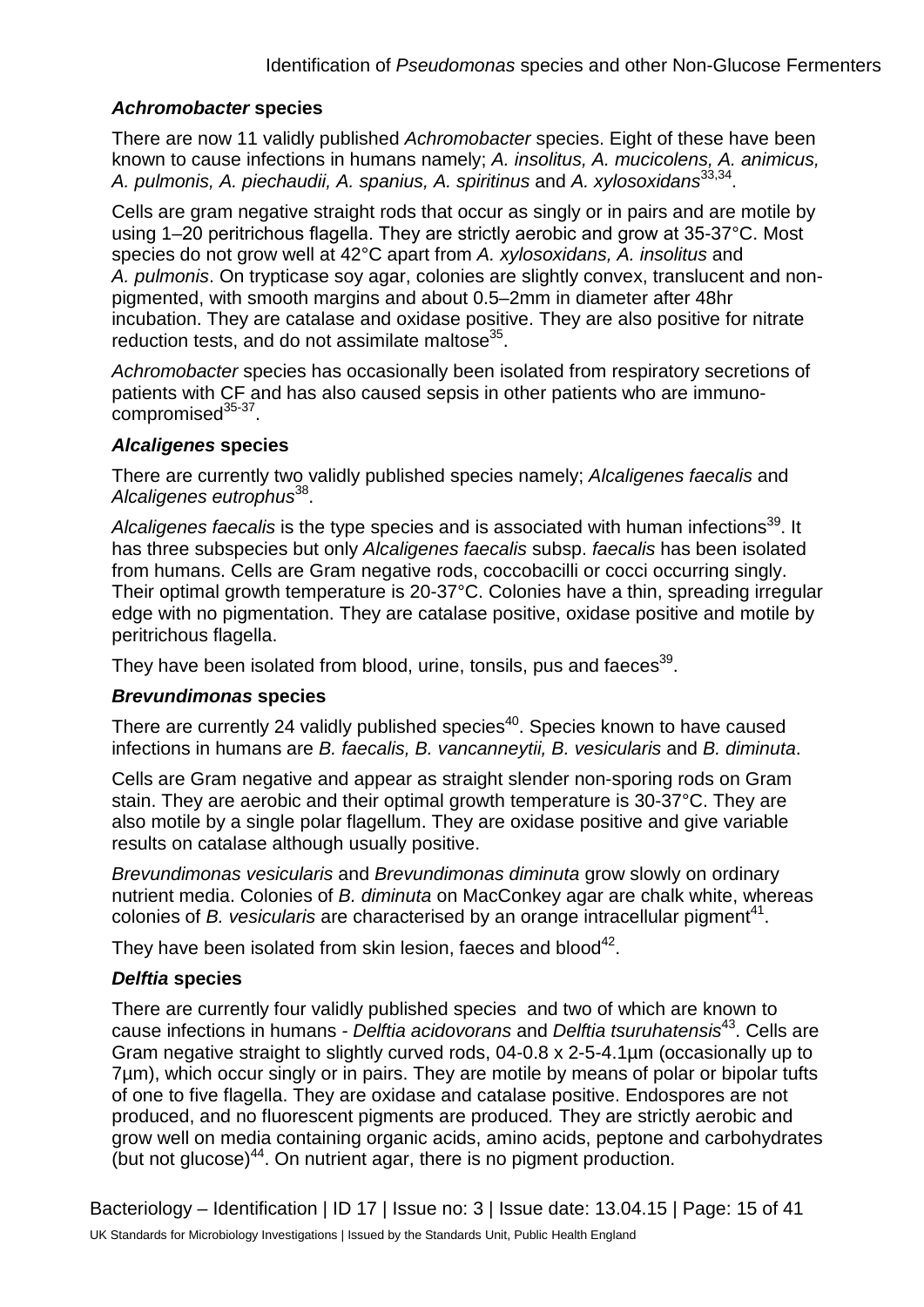### *Achromobacter* species

There are now 11 validly published *Achromobacter* species. Eight of these have been known to cause infections in humans namely; *A. insolitus, A. mucicolens, A. animicus, A. pulmonis, A. piechaudii, A. spanius, A. spiritinus* and *A. xylosoxidans*[33,34].

Cells are gram negative straight rods that occur as singly or in pairs and are motile by using 1–20 peritrichous flagella. They are strictly aerobic and grow at 35-37°C. Most species do not grow well at 42°C apart from *A. xylosoxidans, A. insolitus* and *A. pulmonis*. On trypticase soy agar, colonies are slightly convex, translucent and non-pigmented, with smooth margins and about 0.5–2mm in diameter after 48hr incubation. They are catalase and oxidase positive. They are also positive for nitrate reduction tests, and do not assimilate maltose[35].

*Achromobacter* species has occasionally been isolated from respiratory secretions of patients with CF and has also caused sepsis in other patients who are immuno-compromised[35-37].

### *Alcaligenes* species

There are currently two validly published species namely; *Alcaligenes faecalis* and *Alcaligenes eutrophus*[38].

*Alcaligenes faecalis* is the type species and is associated with human infections[39]. It has three subspecies but only *Alcaligenes faecalis* subsp. *faecalis* has been isolated from humans. Cells are Gram negative rods, coccobacilli or cocci occurring singly. Their optimal growth temperature is 20-37°C. Colonies have a thin, spreading irregular edge with no pigmentation. They are catalase positive, oxidase positive and motile by peritrichous flagella.

They have been isolated from blood, urine, tonsils, pus and faeces[39].

### *Brevundimonas* species

There are currently 24 validly published species[40]. Species known to have caused infections in humans are *B. faecalis, B. vancanneytii, B. vesicularis* and *B. diminuta*.

Cells are Gram negative and appear as straight slender non-sporing rods on Gram stain. They are aerobic and their optimal growth temperature is 30-37°C. They are also motile by a single polar flagellum. They are oxidase positive and give variable results on catalase although usually positive.

*Brevundimonas vesicularis* and *Brevundimonas diminuta* grow slowly on ordinary nutrient media. Colonies of *B. diminuta* on MacConkey agar are chalk white, whereas colonies of *B. vesicularis* are characterised by an orange intracellular pigment[41].

They have been isolated from skin lesion, faeces and blood[42].

### *Delftia* species

There are currently four validly published species and two of which are known to cause infections in humans - *Delftia acidovorans* and *Delftia tsuruhatensis*[43]. Cells are Gram negative straight to slightly curved rods, 04-0.8 x 2-5-4.1µm (occasionally up to 7µm), which occur singly or in pairs. They are motile by means of polar or bipolar tufts of one to five flagella. They are oxidase and catalase positive. Endospores are not produced, and no fluorescent pigments are produced. They are strictly aerobic and grow well on media containing organic acids, amino acids, peptone and carbohydrates (but not glucose)[44]. On nutrient agar, there is no pigment production.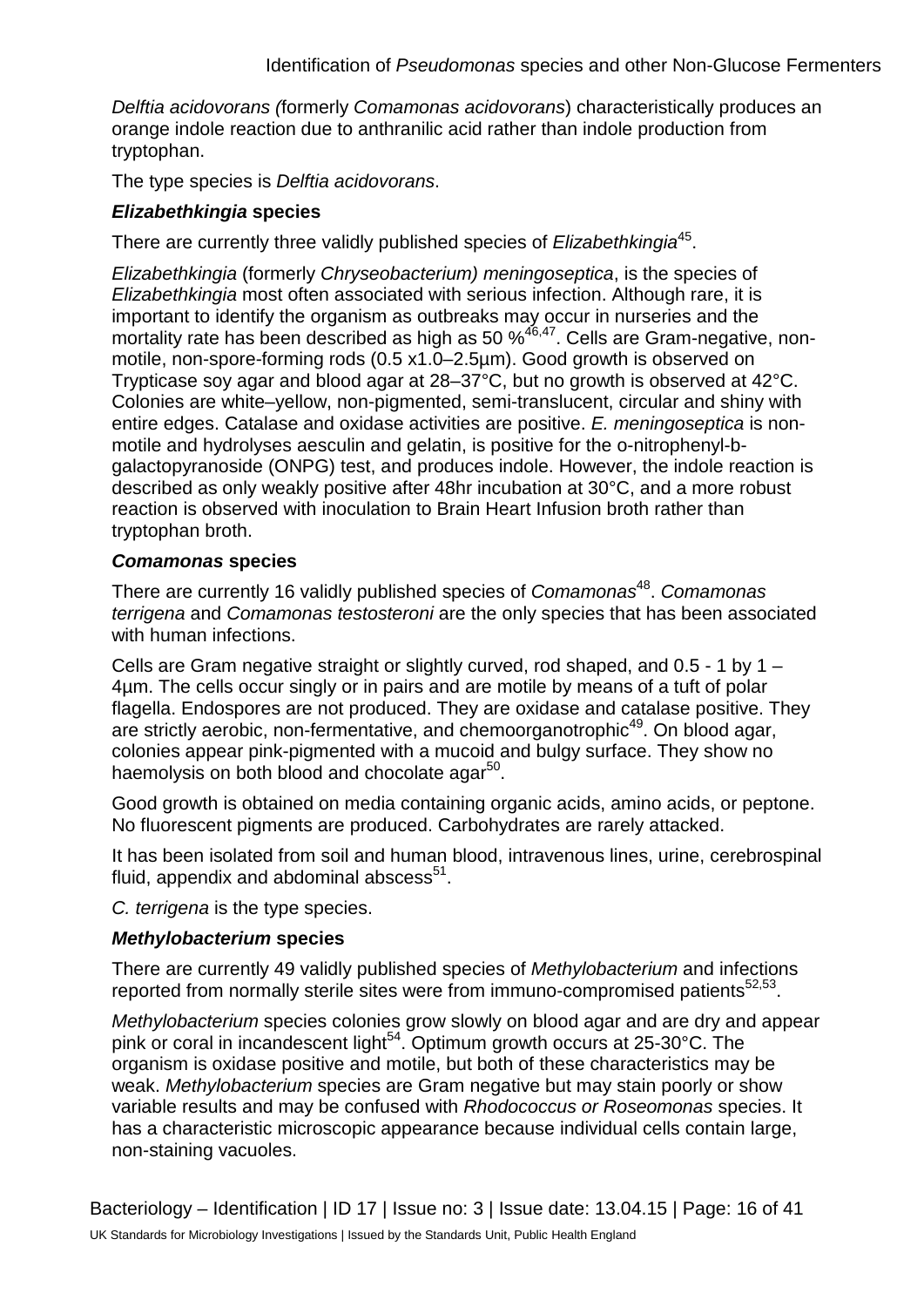*Delftia acidovorans (*formerly *Comamonas acidovorans*) characteristically produces an orange indole reaction due to anthranilic acid rather than indole production from tryptophan.

The type species is *Delftia acidovorans*.

### ***Elizabethkingia* species**

There are currently three validly published species of *Elizabethkingia*[45].

*Elizabethkingia* (formerly *Chryseobacterium) meningoseptica*, is the species of *Elizabethkingia* most often associated with serious infection. Although rare, it is important to identify the organism as outbreaks may occur in nurseries and the mortality rate has been described as high as 50 %[46,47]. Cells are Gram-negative, non-motile, non-spore-forming rods (0.5 x1.0–2.5µm). Good growth is observed on Trypticase soy agar and blood agar at 28–37°C, but no growth is observed at 42°C. Colonies are white–yellow, non-pigmented, semi-translucent, circular and shiny with entire edges. Catalase and oxidase activities are positive. *E. meningoseptica* is non-motile and hydrolyses aesculin and gelatin, is positive for the o-nitrophenyl-b-galactopyranoside (ONPG) test, and produces indole. However, the indole reaction is described as only weakly positive after 48hr incubation at 30°C, and a more robust reaction is observed with inoculation to Brain Heart Infusion broth rather than tryptophan broth.

### ***Comamonas* species**

There are currently 16 validly published species of *Comamonas*[48]. *Comamonas terrigena* and *Comamonas testosteroni* are the only species that has been associated with human infections.

Cells are Gram negative straight or slightly curved, rod shaped, and 0.5 - 1 by 1 – 4µm. The cells occur singly or in pairs and are motile by means of a tuft of polar flagella. Endospores are not produced. They are oxidase and catalase positive. They are strictly aerobic, non-fermentative, and chemoorganotrophic[49]. On blood agar, colonies appear pink-pigmented with a mucoid and bulgy surface. They show no haemolysis on both blood and chocolate agar[50].

Good growth is obtained on media containing organic acids, amino acids, or peptone. No fluorescent pigments are produced. Carbohydrates are rarely attacked.

It has been isolated from soil and human blood, intravenous lines, urine, cerebrospinal fluid, appendix and abdominal abscess[51].

*C. terrigena* is the type species.

### ***Methylobacterium* species**

There are currently 49 validly published species of *Methylobacterium* and infections reported from normally sterile sites were from immuno-compromised patients[52,53].

*Methylobacterium* species colonies grow slowly on blood agar and are dry and appear pink or coral in incandescent light[54]. Optimum growth occurs at 25-30°C. The organism is oxidase positive and motile, but both of these characteristics may be weak. *Methylobacterium* species are Gram negative but may stain poorly or show variable results and may be confused with *Rhodococcus or Roseomonas* species. It has a characteristic microscopic appearance because individual cells contain large, non-staining vacuoles.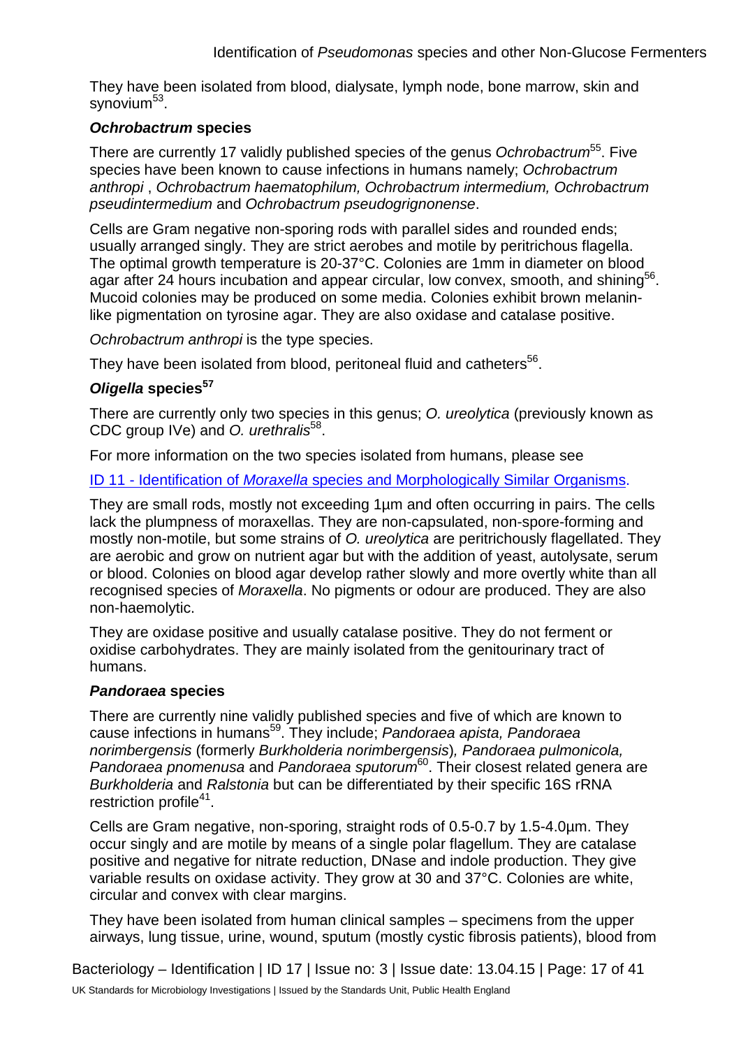They have been isolated from blood, dialysate, lymph node, bone marrow, skin and synovium[53].

### *Ochrobactrum* species

There are currently 17 validly published species of the genus *Ochrobactrum*[55]. Five species have been known to cause infections in humans namely; *Ochrobactrum anthropi* , *Ochrobactrum haematophilum, Ochrobactrum intermedium, Ochrobactrum pseudintermedium* and *Ochrobactrum pseudogrignonense*.

Cells are Gram negative non-sporing rods with parallel sides and rounded ends; usually arranged singly. They are strict aerobes and motile by peritrichous flagella. The optimal growth temperature is 20-37°C. Colonies are 1mm in diameter on blood agar after 24 hours incubation and appear circular, low convex, smooth, and shining[56]. Mucoid colonies may be produced on some media. Colonies exhibit brown melanin-like pigmentation on tyrosine agar. They are also oxidase and catalase positive.

*Ochrobactrum anthropi* is the type species.

They have been isolated from blood, peritoneal fluid and catheters[56].

### *Oligella* species[57]

There are currently only two species in this genus; *O. ureolytica* (previously known as CDC group IVe) and *O. urethralis*[58].

For more information on the two species isolated from humans, please see

[ID 11 - Identification of *Moraxella* species and Morphologically Similar Organisms](#).

They are small rods, mostly not exceeding 1µm and often occurring in pairs. The cells lack the plumpness of moraxellas. They are non-capsulated, non-spore-forming and mostly non-motile, but some strains of *O. ureolytica* are peritrichously flagellated. They are aerobic and grow on nutrient agar but with the addition of yeast, autolysate, serum or blood. Colonies on blood agar develop rather slowly and more overtly white than all recognised species of *Moraxella*. No pigments or odour are produced. They are also non-haemolytic.

They are oxidase positive and usually catalase positive. They do not ferment or oxidise carbohydrates. They are mainly isolated from the genitourinary tract of humans.

### *Pandoraea* species

There are currently nine validly published species and five of which are known to cause infections in humans[59]. They include; *Pandoraea apista, Pandoraea norimbergensis* (formerly *Burkholderia norimbergensis*)*, Pandoraea pulmonicola, Pandoraea pnomenusa* and *Pandoraea sputorum*[60]. Their closest related genera are *Burkholderia* and *Ralstonia* but can be differentiated by their specific 16S rRNA restriction profile[41].

Cells are Gram negative, non-sporing, straight rods of 0.5-0.7 by 1.5-4.0µm. They occur singly and are motile by means of a single polar flagellum. They are catalase positive and negative for nitrate reduction, DNase and indole production. They give variable results on oxidase activity. They grow at 30 and 37°C. Colonies are white, circular and convex with clear margins.

They have been isolated from human clinical samples – specimens from the upper airways, lung tissue, urine, wound, sputum (mostly cystic fibrosis patients), blood from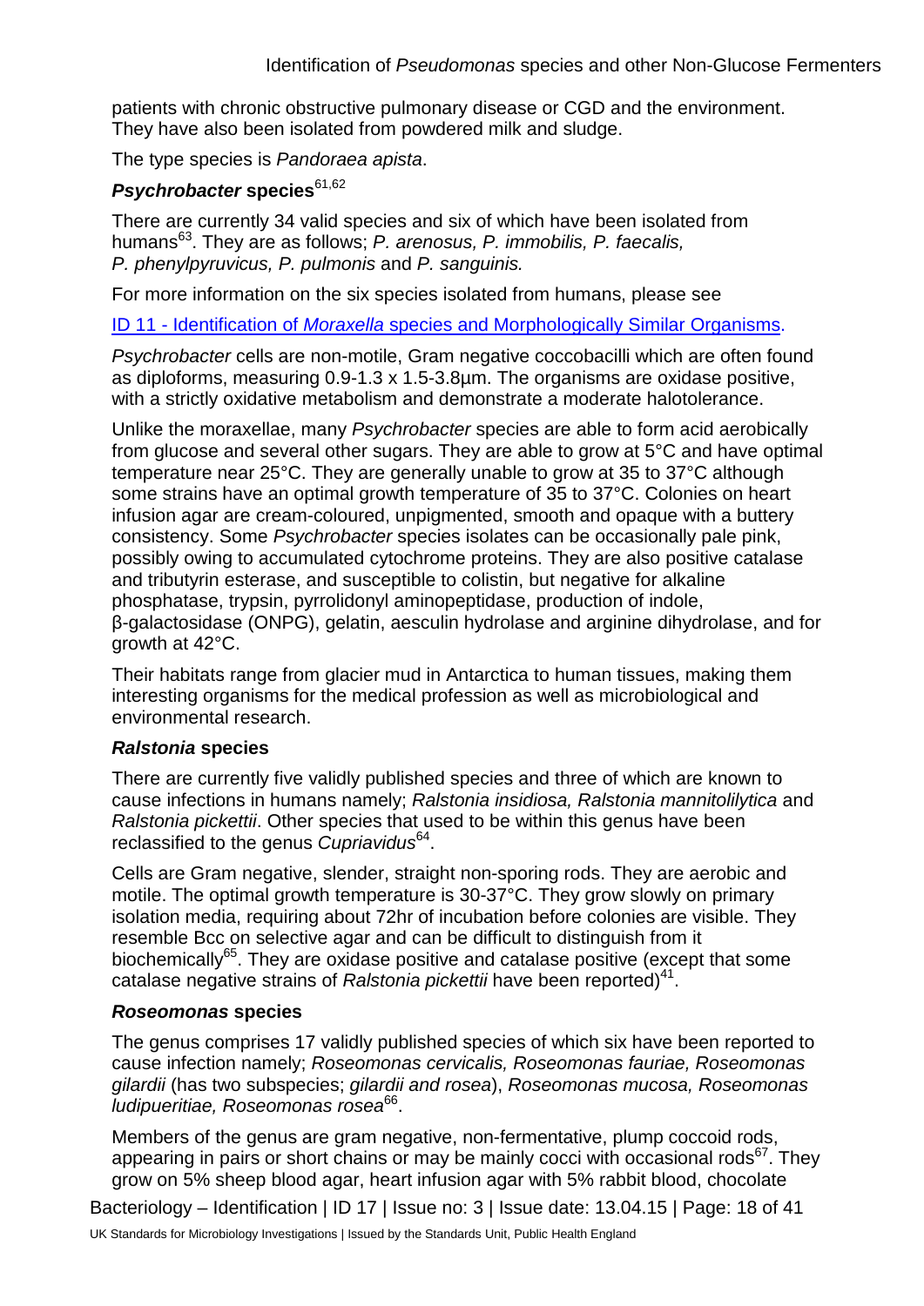patients with chronic obstructive pulmonary disease or CGD and the environment. They have also been isolated from powdered milk and sludge.

The type species is *Pandoraea apista*.

### *Psychrobacter* species[61,62]

There are currently 34 valid species and six of which have been isolated from humans[63]. They are as follows; *P. arenosus, P. immobilis, P. faecalis, P. phenylpyruvicus, P. pulmonis* and *P. sanguinis.*

For more information on the six species isolated from humans, please see

[ID 11 - Identification of *Moraxella* species and Morphologically Similar Organisms](#).

*Psychrobacter* cells are non-motile, Gram negative coccobacilli which are often found as diploforms, measuring 0.9-1.3 x 1.5-3.8µm. The organisms are oxidase positive, with a strictly oxidative metabolism and demonstrate a moderate halotolerance.

Unlike the moraxellae, many *Psychrobacter* species are able to form acid aerobically from glucose and several other sugars. They are able to grow at 5°C and have optimal temperature near 25°C. They are generally unable to grow at 35 to 37°C although some strains have an optimal growth temperature of 35 to 37°C. Colonies on heart infusion agar are cream-coloured, unpigmented, smooth and opaque with a buttery consistency. Some *Psychrobacter* species isolates can be occasionally pale pink, possibly owing to accumulated cytochrome proteins. They are also positive catalase and tributyrin esterase, and susceptible to colistin, but negative for alkaline phosphatase, trypsin, pyrrolidonyl aminopeptidase, production of indole, β-galactosidase (ONPG), gelatin, aesculin hydrolase and arginine dihydrolase, and for growth at 42°C.

Their habitats range from glacier mud in Antarctica to human tissues, making them interesting organisms for the medical profession as well as microbiological and environmental research.

### *Ralstonia* species

There are currently five validly published species and three of which are known to cause infections in humans namely; *Ralstonia insidiosa, Ralstonia mannitolilytica* and *Ralstonia pickettii*. Other species that used to be within this genus have been reclassified to the genus *Cupriavidus*[64].

Cells are Gram negative, slender, straight non-sporing rods. They are aerobic and motile. The optimal growth temperature is 30-37°C. They grow slowly on primary isolation media, requiring about 72hr of incubation before colonies are visible. They resemble Bcc on selective agar and can be difficult to distinguish from it biochemically[65]. They are oxidase positive and catalase positive (except that some catalase negative strains of *Ralstonia pickettii* have been reported)[41].

### *Roseomonas* species

The genus comprises 17 validly published species of which six have been reported to cause infection namely; *Roseomonas cervicalis, Roseomonas fauriae, Roseomonas gilardii* (has two subspecies; *gilardii and rosea*), *Roseomonas mucosa, Roseomonas ludipueritiae, Roseomonas rosea*[66].

Members of the genus are gram negative, non-fermentative, plump coccoid rods, appearing in pairs or short chains or may be mainly cocci with occasional rods[67]. They grow on 5% sheep blood agar, heart infusion agar with 5% rabbit blood, chocolate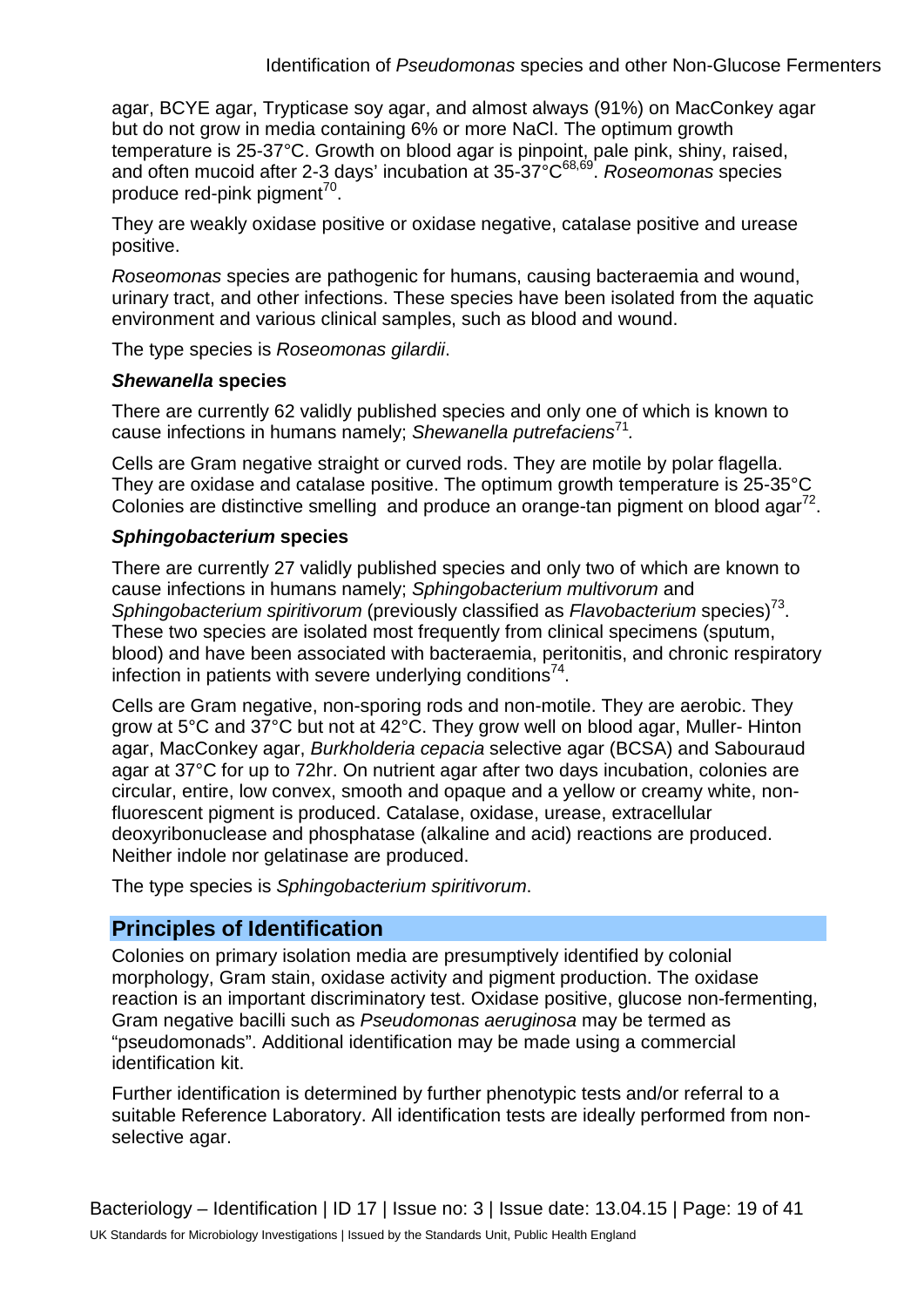agar, BCYE agar, Trypticase soy agar, and almost always (91%) on MacConkey agar but do not grow in media containing 6% or more NaCl. The optimum growth temperature is 25-37°C. Growth on blood agar is pinpoint, pale pink, shiny, raised, and often mucoid after 2-3 days' incubation at 35-37°C[68,69]. *Roseomonas* species produce red-pink pigment[70].

They are weakly oxidase positive or oxidase negative, catalase positive and urease positive.

*Roseomonas* species are pathogenic for humans, causing bacteraemia and wound, urinary tract, and other infections. These species have been isolated from the aquatic environment and various clinical samples, such as blood and wound.

The type species is *Roseomonas gilardii*.

#### *Shewanella* species

There are currently 62 validly published species and only one of which is known to cause infections in humans namely; *Shewanella putrefaciens*[71].

Cells are Gram negative straight or curved rods. They are motile by polar flagella. They are oxidase and catalase positive. The optimum growth temperature is 25-35°C Colonies are distinctive smelling and produce an orange-tan pigment on blood agar[72].

#### *Sphingobacterium* species

There are currently 27 validly published species and only two of which are known to cause infections in humans namely; *Sphingobacterium multivorum* and *Sphingobacterium spiritivorum* (previously classified as *Flavobacterium* species)[73]. These two species are isolated most frequently from clinical specimens (sputum, blood) and have been associated with bacteraemia, peritonitis, and chronic respiratory infection in patients with severe underlying conditions[74].

Cells are Gram negative, non-sporing rods and non-motile. They are aerobic. They grow at 5°C and 37°C but not at 42°C. They grow well on blood agar, Muller- Hinton agar, MacConkey agar, *Burkholderia cepacia* selective agar (BCSA) and Sabouraud agar at 37°C for up to 72hr. On nutrient agar after two days incubation, colonies are circular, entire, low convex, smooth and opaque and a yellow or creamy white, non-fluorescent pigment is produced. Catalase, oxidase, urease, extracellular deoxyribonuclease and phosphatase (alkaline and acid) reactions are produced. Neither indole nor gelatinase are produced.

The type species is *Sphingobacterium spiritivorum*.

## Principles of Identification

Colonies on primary isolation media are presumptively identified by colonial morphology, Gram stain, oxidase activity and pigment production. The oxidase reaction is an important discriminatory test. Oxidase positive, glucose non-fermenting, Gram negative bacilli such as *Pseudomonas aeruginosa* may be termed as "pseudomonads". Additional identification may be made using a commercial identification kit.

Further identification is determined by further phenotypic tests and/or referral to a suitable Reference Laboratory. All identification tests are ideally performed from non-selective agar.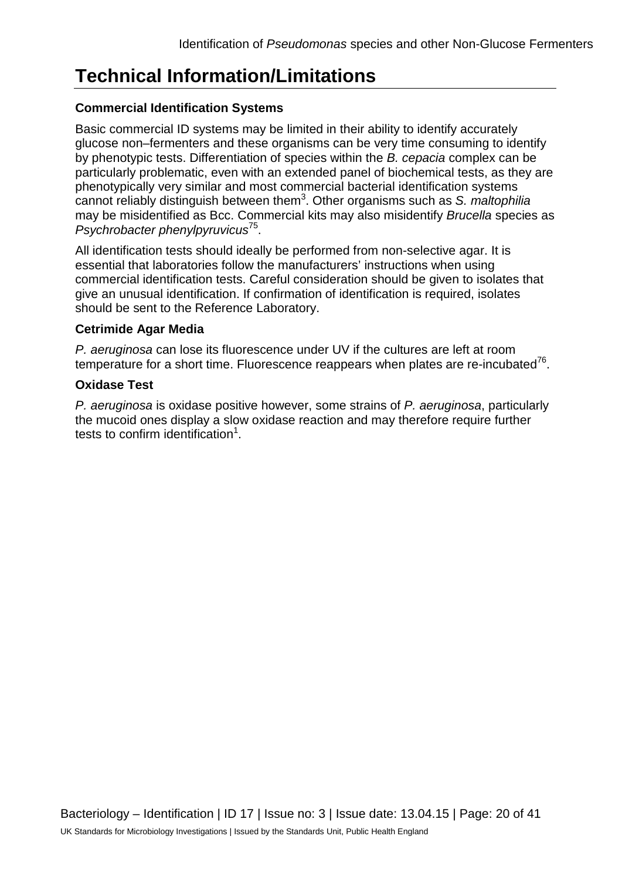# Technical Information/Limitations

### Commercial Identification Systems

Basic commercial ID systems may be limited in their ability to identify accurately glucose non–fermenters and these organisms can be very time consuming to identify by phenotypic tests. Differentiation of species within the *B. cepacia* complex can be particularly problematic, even with an extended panel of biochemical tests, as they are phenotypically very similar and most commercial bacterial identification systems cannot reliably distinguish between them[3]. Other organisms such as *S. maltophilia* may be misidentified as Bcc. Commercial kits may also misidentify *Brucella* species as *Psychrobacter phenylpyruvicus*[75].

All identification tests should ideally be performed from non-selective agar. It is essential that laboratories follow the manufacturers' instructions when using commercial identification tests. Careful consideration should be given to isolates that give an unusual identification. If confirmation of identification is required, isolates should be sent to the Reference Laboratory.

### Cetrimide Agar Media

*P. aeruginosa* can lose its fluorescence under UV if the cultures are left at room temperature for a short time. Fluorescence reappears when plates are re-incubated[76].

### Oxidase Test

*P. aeruginosa* is oxidase positive however, some strains of *P. aeruginosa*, particularly the mucoid ones display a slow oxidase reaction and may therefore require further tests to confirm identification[1].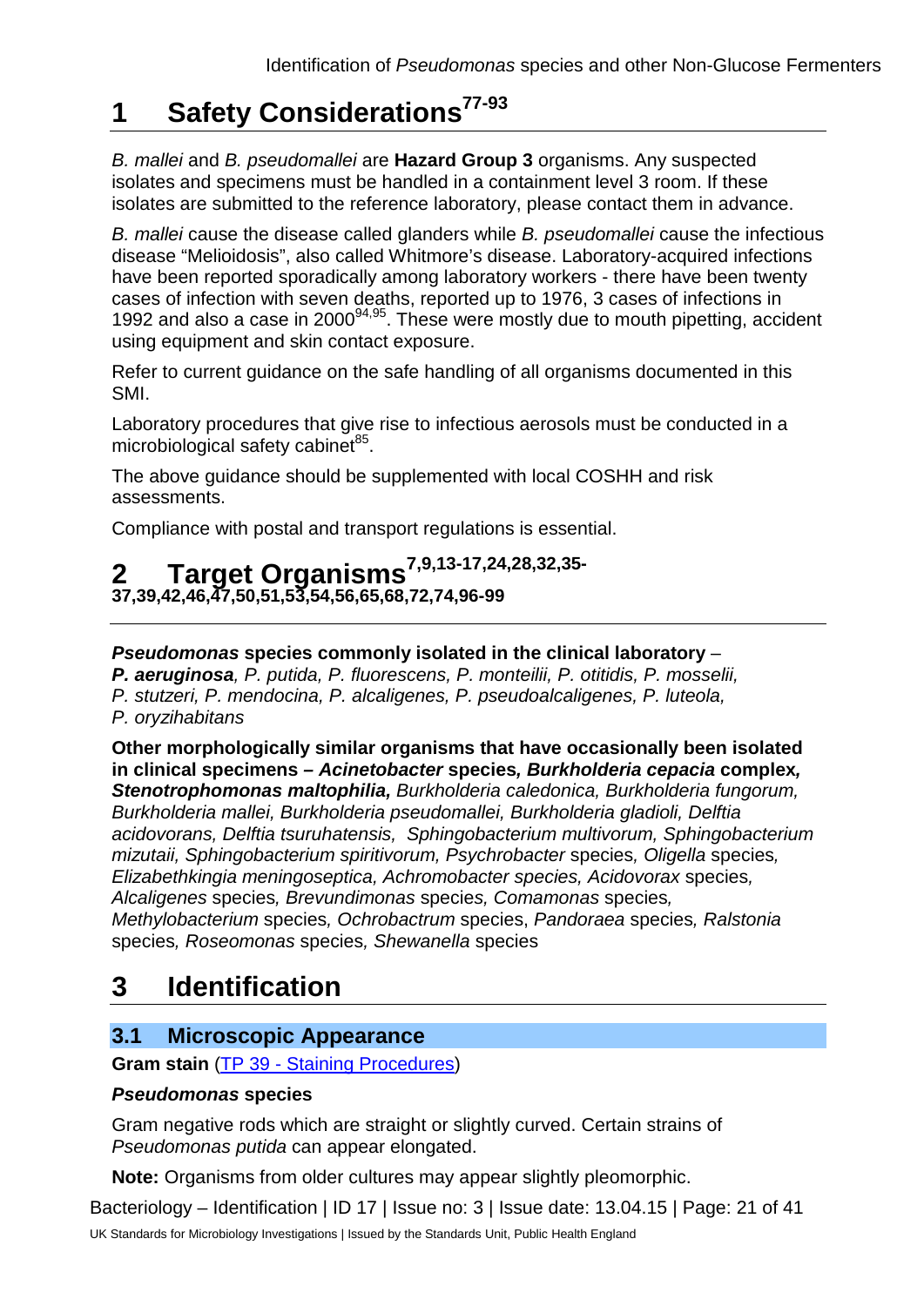# 1 Safety Considerations[77-93]

*B. mallei* and *B. pseudomallei* are **Hazard Group 3** organisms. Any suspected isolates and specimens must be handled in a containment level 3 room. If these isolates are submitted to the reference laboratory, please contact them in advance.

*B. mallei* cause the disease called glanders while *B. pseudomallei* cause the infectious disease "Melioidosis", also called Whitmore's disease. Laboratory-acquired infections have been reported sporadically among laboratory workers - there have been twenty cases of infection with seven deaths, reported up to 1976, 3 cases of infections in 1992 and also a case in 2000[94,95]. These were mostly due to mouth pipetting, accident using equipment and skin contact exposure.

Refer to current guidance on the safe handling of all organisms documented in this SMI.

Laboratory procedures that give rise to infectious aerosols must be conducted in a microbiological safety cabinet[85].

The above guidance should be supplemented with local COSHH and risk assessments.

Compliance with postal and transport regulations is essential.

# 2 Target Organisms[7,9,13-17,24,28,32,35-37,39,42,46,47,50,51,53,54,56,65,68,72,74,96-99]

***Pseudomonas* species commonly isolated in the clinical laboratory** – ***P. aeruginosa***, *P. putida, P. fluorescens, P. monteilii, P. otitidis, P. mosselii, P. stutzeri, P. mendocina, P. alcaligenes, P. pseudoalcaligenes, P. luteola, P. oryzihabitans*

**Other morphologically similar organisms that have occasionally been isolated in clinical specimens – *Acinetobacter* species, *Burkholderia cepacia* complex, *Stenotrophomonas maltophilia,*** *Burkholderia caledonica, Burkholderia fungorum, Burkholderia mallei, Burkholderia pseudomallei, Burkholderia gladioli, Delftia acidovorans, Delftia tsuruhatensis, Sphingobacterium multivorum, Sphingobacterium mizutaii, Sphingobacterium spiritivorum, Psychrobacter* species*, Oligella* species*, Elizabethkingia meningoseptica, Achromobacter species, Acidovorax* species*, Alcaligenes* species*, Brevundimonas* species*, Comamonas* species*, Methylobacterium* species*, Ochrobactrum* species, *Pandoraea* species*, Ralstonia* species*, Roseomonas* species*, Shewanella* species

# 3 Identification

## 3.1 Microscopic Appearance

**Gram stain** (TP 39 - Staining Procedures)

***Pseudomonas* species**

Gram negative rods which are straight or slightly curved. Certain strains of *Pseudomonas putida* can appear elongated.

**Note:** Organisms from older cultures may appear slightly pleomorphic.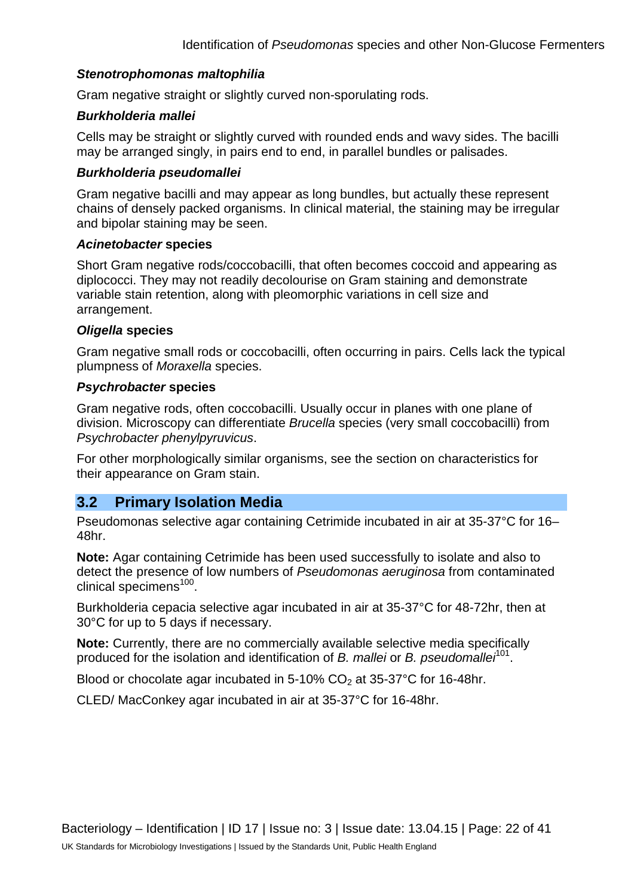***Stenotrophomonas maltophilia***

Gram negative straight or slightly curved non-sporulating rods.

***Burkholderia mallei***

Cells may be straight or slightly curved with rounded ends and wavy sides. The bacilli may be arranged singly, in pairs end to end, in parallel bundles or palisades.

***Burkholderia pseudomallei***

Gram negative bacilli and may appear as long bundles, but actually these represent chains of densely packed organisms. In clinical material, the staining may be irregular and bipolar staining may be seen.

***Acinetobacter* species**

Short Gram negative rods/coccobacilli, that often becomes coccoid and appearing as diplococci. They may not readily decolourise on Gram staining and demonstrate variable stain retention, along with pleomorphic variations in cell size and arrangement.

***Oligella* species**

Gram negative small rods or coccobacilli, often occurring in pairs. Cells lack the typical plumpness of *Moraxella* species.

***Psychrobacter* species**

Gram negative rods, often coccobacilli. Usually occur in planes with one plane of division. Microscopy can differentiate *Brucella* species (very small coccobacilli) from *Psychrobacter phenylpyruvicus*.

For other morphologically similar organisms, see the section on characteristics for their appearance on Gram stain.

## 3.2 Primary Isolation Media

Pseudomonas selective agar containing Cetrimide incubated in air at 35-37°C for 16–48hr.

**Note:** Agar containing Cetrimide has been used successfully to isolate and also to detect the presence of low numbers of *Pseudomonas aeruginosa* from contaminated clinical specimens[100].

Burkholderia cepacia selective agar incubated in air at 35-37°C for 48-72hr, then at 30°C for up to 5 days if necessary.

**Note:** Currently, there are no commercially available selective media specifically produced for the isolation and identification of *B. mallei* or *B. pseudomallei*[101].

Blood or chocolate agar incubated in 5-10% $CO_2$ at 35-37°C for 16-48hr.

CLED/ MacConkey agar incubated in air at 35-37°C for 16-48hr.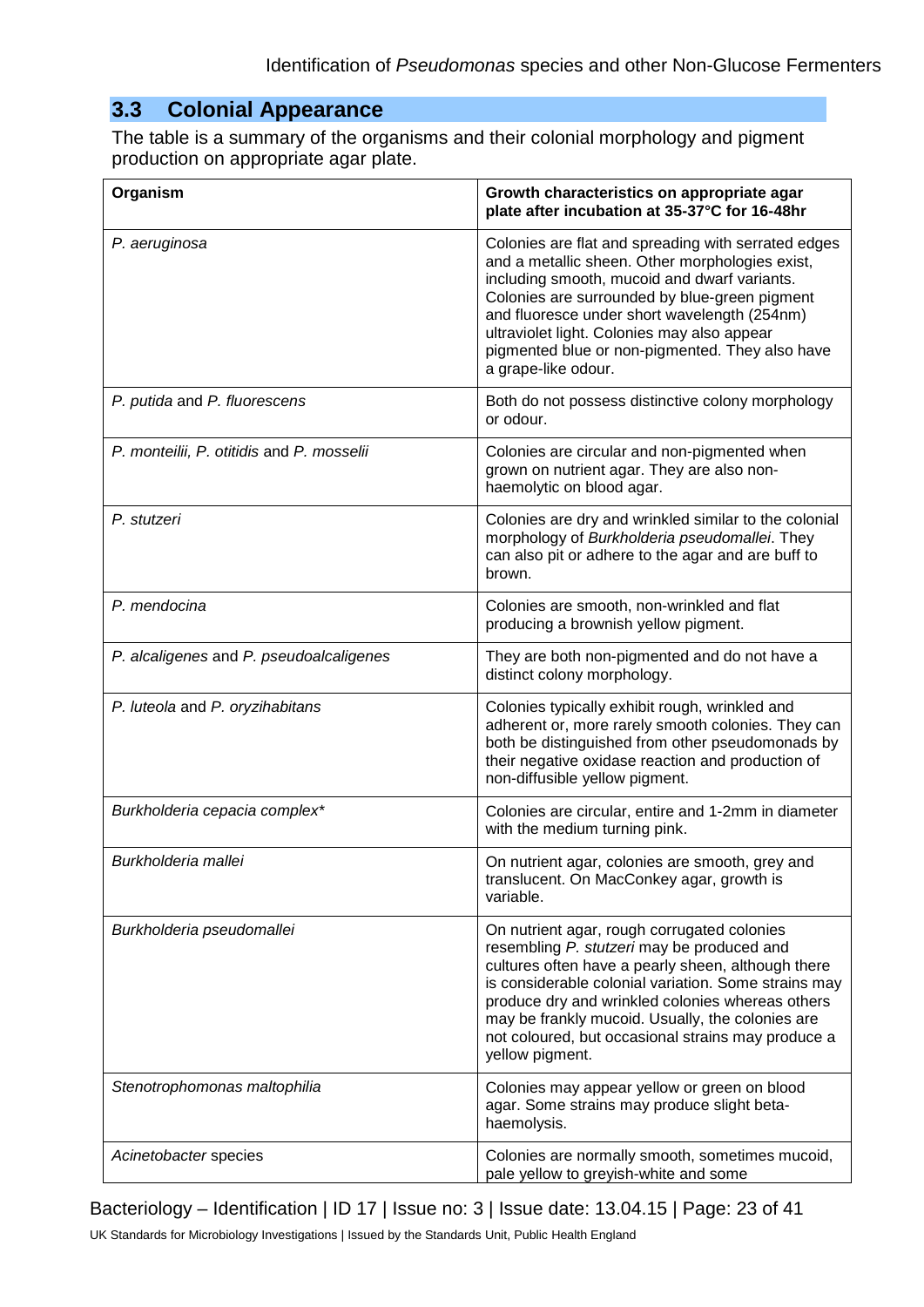## 3.3 Colonial Appearance

The table is a summary of the organisms and their colonial morphology and pigment production on appropriate agar plate.

| Organism | Growth characteristics on appropriate agar plate after incubation at 35-37°C for 16-48hr |
|---|---|
| *P. aeruginosa* | Colonies are flat and spreading with serrated edges and a metallic sheen. Other morphologies exist, including smooth, mucoid and dwarf variants. Colonies are surrounded by blue-green pigment and fluoresce under short wavelength (254nm) ultraviolet light. Colonies may also appear pigmented blue or non-pigmented. They also have a grape-like odour. |
| *P. putida* and *P. fluorescens* | Both do not possess distinctive colony morphology or odour. |
| *P. monteilii, P. otitidis* and *P. mosselii* | Colonies are circular and non-pigmented when grown on nutrient agar. They are also non-haemolytic on blood agar. |
| *P. stutzeri* | Colonies are dry and wrinkled similar to the colonial morphology of *Burkholderia pseudomallei*. They can also pit or adhere to the agar and are buff to brown. |
| *P. mendocina* | Colonies are smooth, non-wrinkled and flat producing a brownish yellow pigment. |
| *P. alcaligenes* and *P. pseudoalcaligenes* | They are both non-pigmented and do not have a distinct colony morphology. |
| *P. luteola* and *P. oryzihabitans* | Colonies typically exhibit rough, wrinkled and adherent or, more rarely smooth colonies. They can both be distinguished from other pseudomonads by their negative oxidase reaction and production of non-diffusible yellow pigment. |
| *Burkholderia cepacia complex** | Colonies are circular, entire and 1-2mm in diameter with the medium turning pink. |
| *Burkholderia mallei* | On nutrient agar, colonies are smooth, grey and translucent. On MacConkey agar, growth is variable. |
| *Burkholderia pseudomallei* | On nutrient agar, rough corrugated colonies resembling *P. stutzeri* may be produced and cultures often have a pearly sheen, although there is considerable colonial variation. Some strains may produce dry and wrinkled colonies whereas others may be frankly mucoid. Usually, the colonies are not coloured, but occasional strains may produce a yellow pigment. |
| *Stenotrophomonas maltophilia* | Colonies may appear yellow or green on blood agar. Some strains may produce slight beta-haemolysis. |
| *Acinetobacter* species | Colonies are normally smooth, sometimes mucoid, pale yellow to greyish-white and some |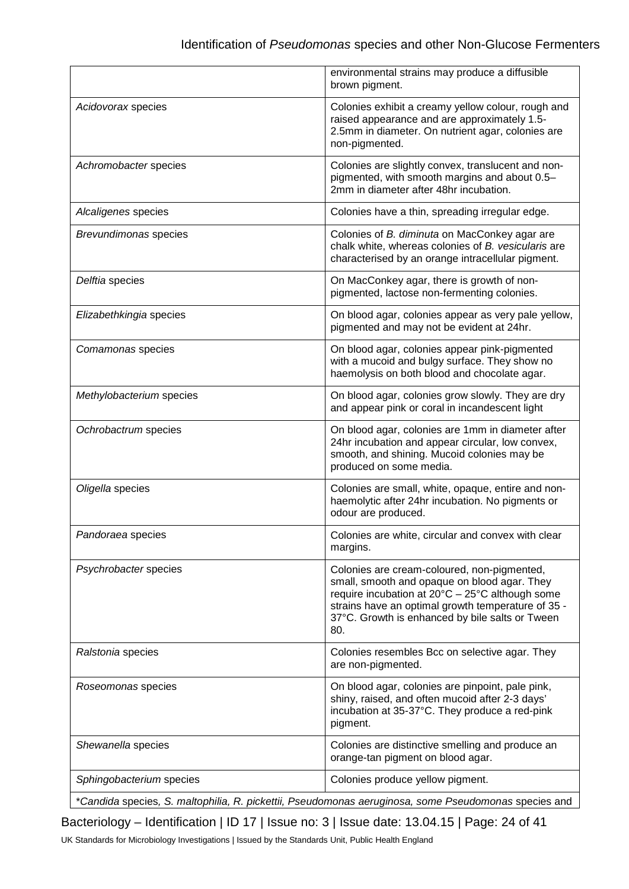| | |
|---|---|
| | environmental strains may produce a diffusible brown pigment. |
| *Acidovorax* species | Colonies exhibit a creamy yellow colour, rough and raised appearance and are approximately 1.5-2.5mm in diameter. On nutrient agar, colonies are non-pigmented. |
| *Achromobacter* species | Colonies are slightly convex, translucent and non-pigmented, with smooth margins and about 0.5–2mm in diameter after 48hr incubation. |
| *Alcaligenes* species | Colonies have a thin, spreading irregular edge. |
| *Brevundimonas* species | Colonies of *B. diminuta* on MacConkey agar are chalk white, whereas colonies of *B. vesicularis* are characterised by an orange intracellular pigment. |
| *Delftia* species | On MacConkey agar, there is growth of non-pigmented, lactose non-fermenting colonies. |
| *Elizabethkingia* species | On blood agar, colonies appear as very pale yellow, pigmented and may not be evident at 24hr. |
| *Comamonas* species | On blood agar, colonies appear pink-pigmented with a mucoid and bulgy surface. They show no haemolysis on both blood and chocolate agar. |
| *Methylobacterium* species | On blood agar, colonies grow slowly. They are dry and appear pink or coral in incandescent light |
| *Ochrobactrum* species | On blood agar, colonies are 1mm in diameter after 24hr incubation and appear circular, low convex, smooth, and shining. Mucoid colonies may be produced on some media. |
| *Oligella* species | Colonies are small, white, opaque, entire and non-haemolytic after 24hr incubation. No pigments or odour are produced. |
| *Pandoraea* species | Colonies are white, circular and convex with clear margins. |
| *Psychrobacter* species | Colonies are cream-coloured, non-pigmented, small, smooth and opaque on blood agar. They require incubation at 20°C – 25°C although some strains have an optimal growth temperature of 35 - 37°C. Growth is enhanced by bile salts or Tween 80. |
| *Ralstonia* species | Colonies resembles Bcc on selective agar. They are non-pigmented. |
| *Roseomonas* species | On blood agar, colonies are pinpoint, pale pink, shiny, raised, and often mucoid after 2-3 days' incubation at 35-37°C. They produce a red-pink pigment. |
| *Shewanella* species | Colonies are distinctive smelling and produce an orange-tan pigment on blood agar. |
| *Sphingobacterium* species | Colonies produce yellow pigment. |

**Candida* species, *S. maltophilia*, *R. pickettii*, *Pseudomonas aeruginosa*, some *Pseudomonas* species and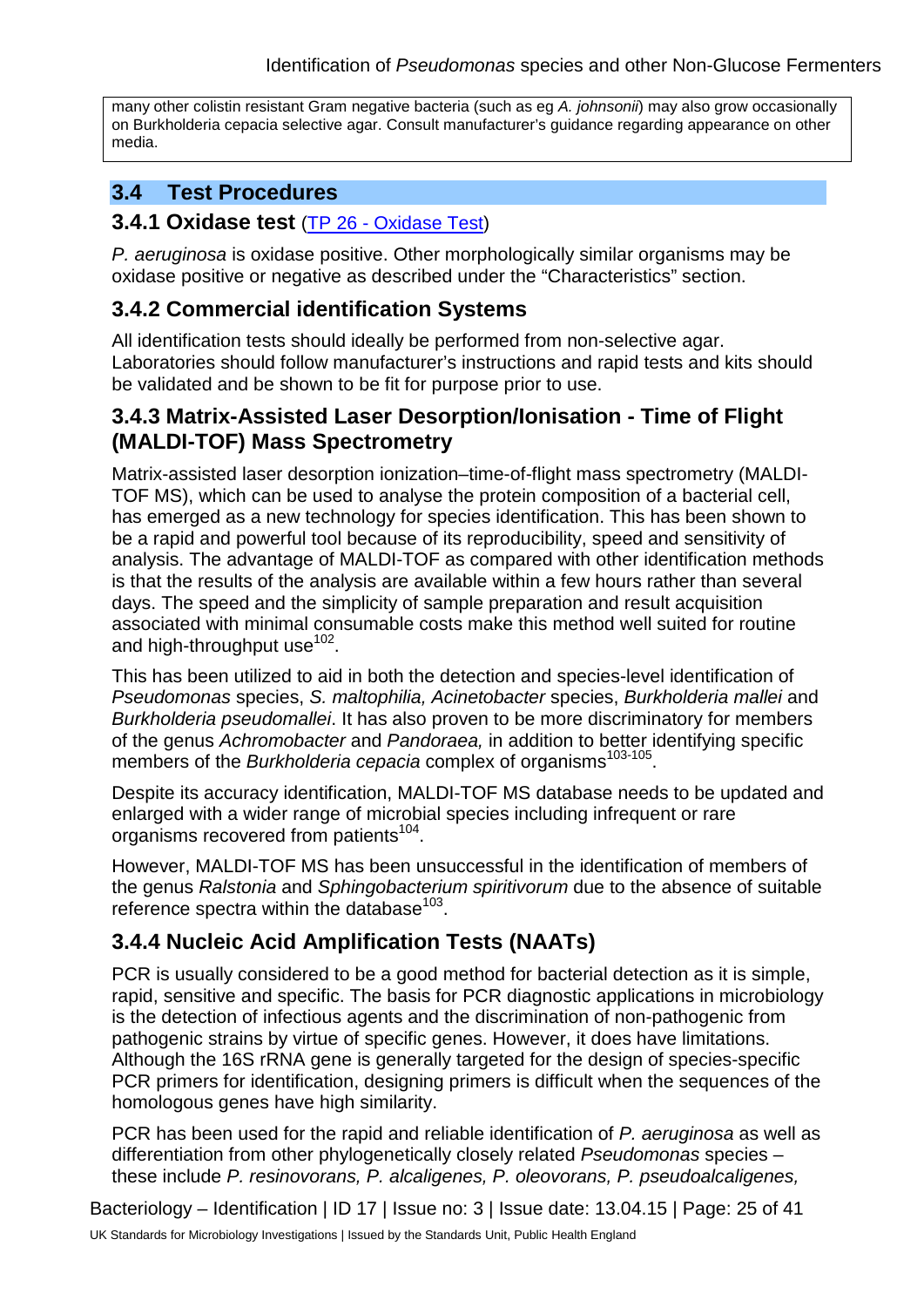many other colistin resistant Gram negative bacteria (such as eg *A. johnsonii*) may also grow occasionally on Burkholderia cepacia selective agar. Consult manufacturer's guidance regarding appearance on other media.

## 3.4 Test Procedures

### 3.4.1 Oxidase test (TP 26 - Oxidase Test)

*P. aeruginosa* is oxidase positive. Other morphologically similar organisms may be oxidase positive or negative as described under the "Characteristics" section.

### 3.4.2 Commercial identification Systems

All identification tests should ideally be performed from non-selective agar. Laboratories should follow manufacturer's instructions and rapid tests and kits should be validated and be shown to be fit for purpose prior to use.

### 3.4.3 Matrix-Assisted Laser Desorption/Ionisation - Time of Flight (MALDI-TOF) Mass Spectrometry

Matrix-assisted laser desorption ionization–time-of-flight mass spectrometry (MALDI-TOF MS), which can be used to analyse the protein composition of a bacterial cell, has emerged as a new technology for species identification. This has been shown to be a rapid and powerful tool because of its reproducibility, speed and sensitivity of analysis. The advantage of MALDI-TOF as compared with other identification methods is that the results of the analysis are available within a few hours rather than several days. The speed and the simplicity of sample preparation and result acquisition associated with minimal consumable costs make this method well suited for routine and high-throughput use[102].

This has been utilized to aid in both the detection and species-level identification of *Pseudomonas* species, *S. maltophilia, Acinetobacter* species, *Burkholderia mallei* and *Burkholderia pseudomallei*. It has also proven to be more discriminatory for members of the genus *Achromobacter* and *Pandoraea,* in addition to better identifying specific members of the *Burkholderia cepacia* complex of organisms[103-105].

Despite its accuracy identification, MALDI-TOF MS database needs to be updated and enlarged with a wider range of microbial species including infrequent or rare organisms recovered from patients[104].

However, MALDI-TOF MS has been unsuccessful in the identification of members of the genus *Ralstonia* and *Sphingobacterium spiritivorum* due to the absence of suitable reference spectra within the database[103].

### 3.4.4 Nucleic Acid Amplification Tests (NAATs)

PCR is usually considered to be a good method for bacterial detection as it is simple, rapid, sensitive and specific. The basis for PCR diagnostic applications in microbiology is the detection of infectious agents and the discrimination of non-pathogenic from pathogenic strains by virtue of specific genes. However, it does have limitations. Although the 16S rRNA gene is generally targeted for the design of species-specific PCR primers for identification, designing primers is difficult when the sequences of the homologous genes have high similarity.

PCR has been used for the rapid and reliable identification of *P. aeruginosa* as well as differentiation from other phylogenetically closely related *Pseudomonas* species – these include *P. resinovorans, P. alcaligenes, P. oleovorans, P. pseudoalcaligenes,*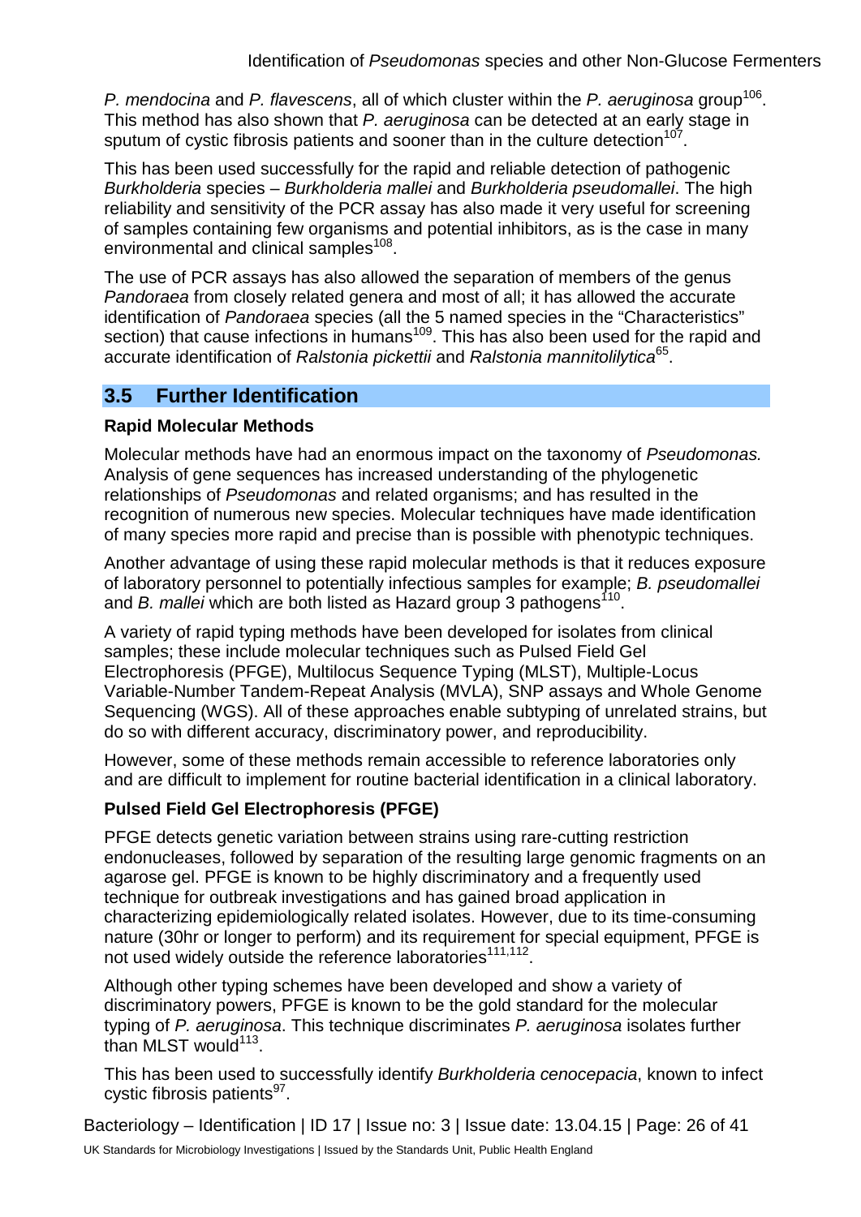*P. mendocina* and *P. flavescens*, all of which cluster within the *P. aeruginosa* group[106]. This method has also shown that *P. aeruginosa* can be detected at an early stage in sputum of cystic fibrosis patients and sooner than in the culture detection[107].

This has been used successfully for the rapid and reliable detection of pathogenic *Burkholderia* species – *Burkholderia mallei* and *Burkholderia pseudomallei*. The high reliability and sensitivity of the PCR assay has also made it very useful for screening of samples containing few organisms and potential inhibitors, as is the case in many environmental and clinical samples[108].

The use of PCR assays has also allowed the separation of members of the genus *Pandoraea* from closely related genera and most of all; it has allowed the accurate identification of *Pandoraea* species (all the 5 named species in the "Characteristics" section) that cause infections in humans[109]. This has also been used for the rapid and accurate identification of *Ralstonia pickettii* and *Ralstonia mannitolilytica*[65].

## 3.5 Further Identification

**Rapid Molecular Methods**

Molecular methods have had an enormous impact on the taxonomy of *Pseudomonas.* Analysis of gene sequences has increased understanding of the phylogenetic relationships of *Pseudomonas* and related organisms; and has resulted in the recognition of numerous new species. Molecular techniques have made identification of many species more rapid and precise than is possible with phenotypic techniques.

Another advantage of using these rapid molecular methods is that it reduces exposure of laboratory personnel to potentially infectious samples for example; *B. pseudomallei* and *B. mallei* which are both listed as Hazard group 3 pathogens[110].

A variety of rapid typing methods have been developed for isolates from clinical samples; these include molecular techniques such as Pulsed Field Gel Electrophoresis (PFGE), Multilocus Sequence Typing (MLST), Multiple-Locus Variable-Number Tandem-Repeat Analysis (MVLA), SNP assays and Whole Genome Sequencing (WGS). All of these approaches enable subtyping of unrelated strains, but do so with different accuracy, discriminatory power, and reproducibility.

However, some of these methods remain accessible to reference laboratories only and are difficult to implement for routine bacterial identification in a clinical laboratory.

**Pulsed Field Gel Electrophoresis (PFGE)**

PFGE detects genetic variation between strains using rare-cutting restriction endonucleases, followed by separation of the resulting large genomic fragments on an agarose gel. PFGE is known to be highly discriminatory and a frequently used technique for outbreak investigations and has gained broad application in characterizing epidemiologically related isolates. However, due to its time-consuming nature (30hr or longer to perform) and its requirement for special equipment, PFGE is not used widely outside the reference laboratories[111,112].

Although other typing schemes have been developed and show a variety of discriminatory powers, PFGE is known to be the gold standard for the molecular typing of *P. aeruginosa*. This technique discriminates *P. aeruginosa* isolates further than MLST would[113].

This has been used to successfully identify *Burkholderia cenocepacia*, known to infect cystic fibrosis patients[97].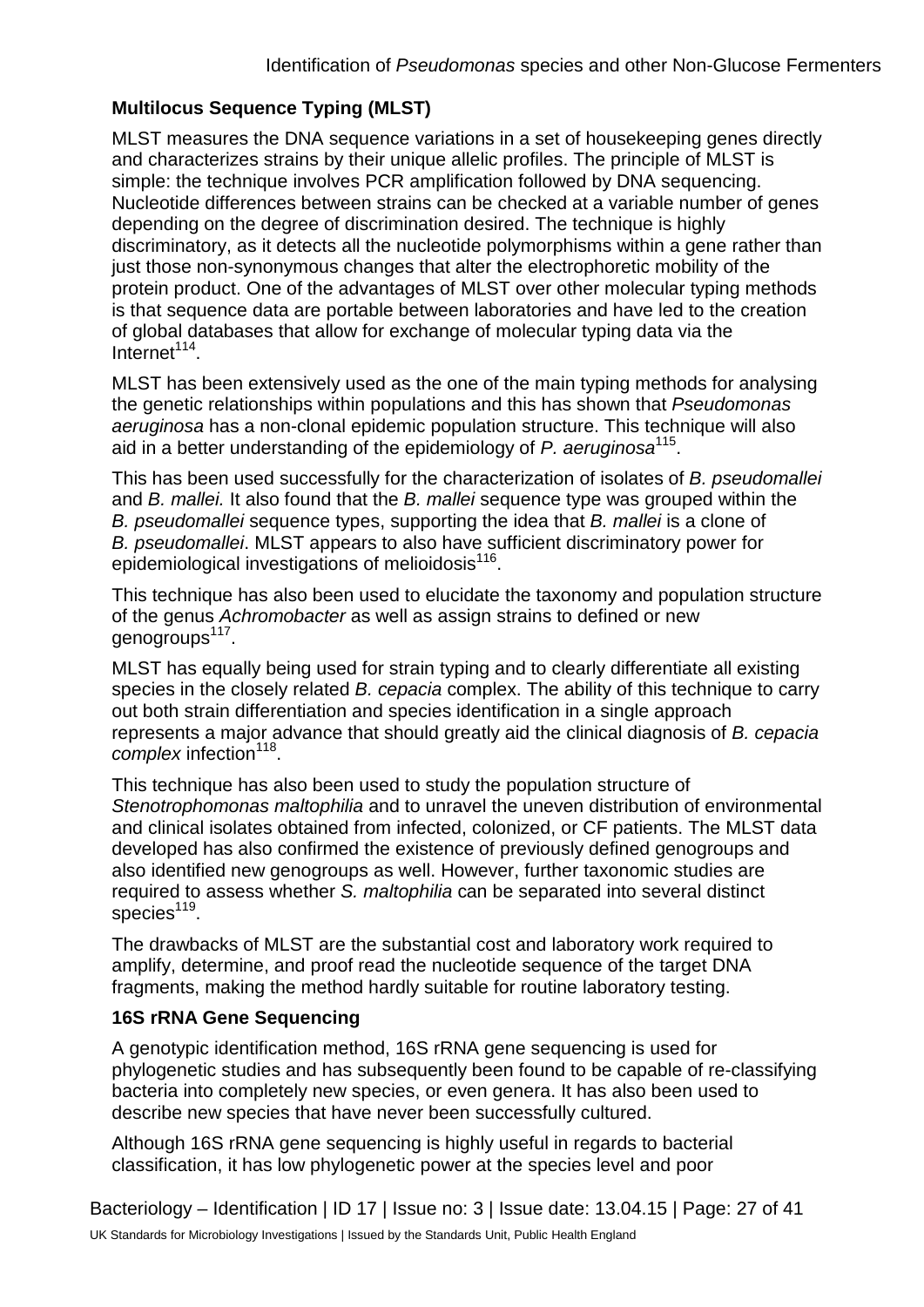**Multilocus Sequence Typing (MLST)**

MLST measures the DNA sequence variations in a set of housekeeping genes directly and characterizes strains by their unique allelic profiles. The principle of MLST is simple: the technique involves PCR amplification followed by DNA sequencing. Nucleotide differences between strains can be checked at a variable number of genes depending on the degree of discrimination desired. The technique is highly discriminatory, as it detects all the nucleotide polymorphisms within a gene rather than just those non-synonymous changes that alter the electrophoretic mobility of the protein product. One of the advantages of MLST over other molecular typing methods is that sequence data are portable between laboratories and have led to the creation of global databases that allow for exchange of molecular typing data via the Internet[114].

MLST has been extensively used as the one of the main typing methods for analysing the genetic relationships within populations and this has shown that *Pseudomonas aeruginosa* has a non-clonal epidemic population structure. This technique will also aid in a better understanding of the epidemiology of *P. aeruginosa*[115].

This has been used successfully for the characterization of isolates of *B. pseudomallei* and *B. mallei.* It also found that the *B. mallei* sequence type was grouped within the *B. pseudomallei* sequence types, supporting the idea that *B. mallei* is a clone of *B. pseudomallei*. MLST appears to also have sufficient discriminatory power for epidemiological investigations of melioidosis[116].

This technique has also been used to elucidate the taxonomy and population structure of the genus *Achromobacter* as well as assign strains to defined or new genogroups[117].

MLST has equally being used for strain typing and to clearly differentiate all existing species in the closely related *B. cepacia* complex. The ability of this technique to carry out both strain differentiation and species identification in a single approach represents a major advance that should greatly aid the clinical diagnosis of *B. cepacia complex* infection[118].

This technique has also been used to study the population structure of *Stenotrophomonas maltophilia* and to unravel the uneven distribution of environmental and clinical isolates obtained from infected, colonized, or CF patients. The MLST data developed has also confirmed the existence of previously defined genogroups and also identified new genogroups as well. However, further taxonomic studies are required to assess whether *S. maltophilia* can be separated into several distinct species[119].

The drawbacks of MLST are the substantial cost and laboratory work required to amplify, determine, and proof read the nucleotide sequence of the target DNA fragments, making the method hardly suitable for routine laboratory testing.

**16S rRNA Gene Sequencing**

A genotypic identification method, 16S rRNA gene sequencing is used for phylogenetic studies and has subsequently been found to be capable of re-classifying bacteria into completely new species, or even genera. It has also been used to describe new species that have never been successfully cultured.

Although 16S rRNA gene sequencing is highly useful in regards to bacterial classification, it has low phylogenetic power at the species level and poor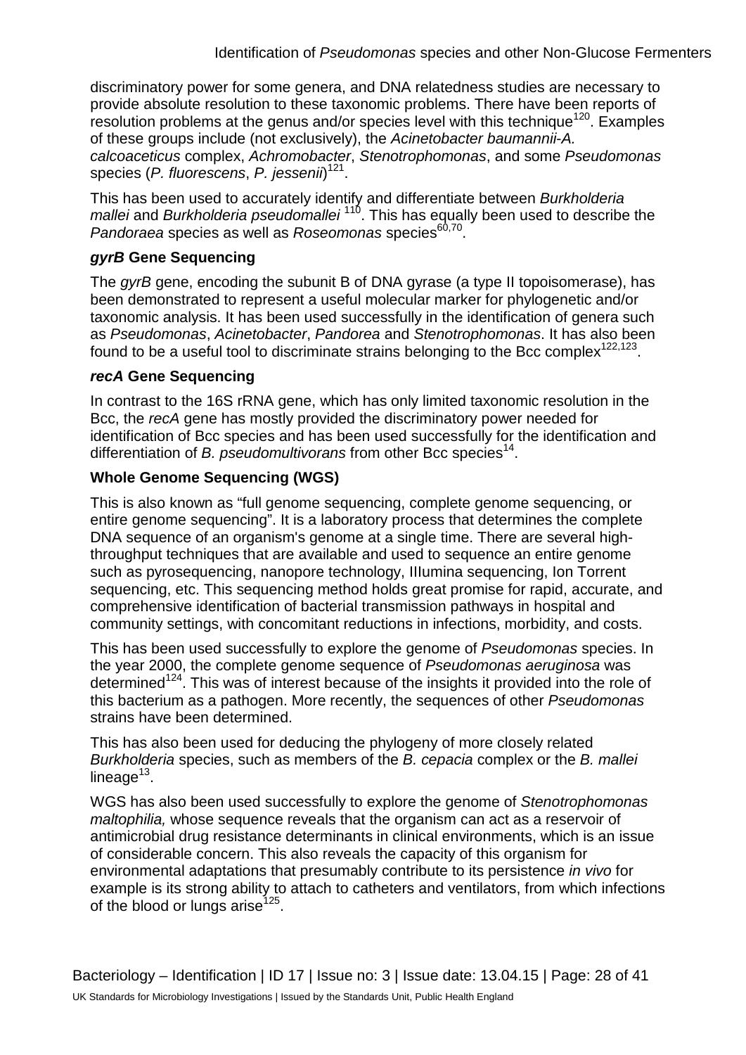discriminatory power for some genera, and DNA relatedness studies are necessary to provide absolute resolution to these taxonomic problems. There have been reports of resolution problems at the genus and/or species level with this technique[120]. Examples of these groups include (not exclusively), the *Acinetobacter baumannii-A. calcoaceticus* complex, *Achromobacter*, *Stenotrophomonas*, and some *Pseudomonas* species (*P. fluorescens*, *P. jessenii*)[121].

This has been used to accurately identify and differentiate between *Burkholderia mallei* and *Burkholderia pseudomallei* [110]. This has equally been used to describe the *Pandoraea* species as well as *Roseomonas* species[60,70].

### *gyrB* Gene Sequencing

The *gyrB* gene, encoding the subunit B of DNA gyrase (a type II topoisomerase), has been demonstrated to represent a useful molecular marker for phylogenetic and/or taxonomic analysis. It has been used successfully in the identification of genera such as *Pseudomonas*, *Acinetobacter*, *Pandorea* and *Stenotrophomonas*. It has also been found to be a useful tool to discriminate strains belonging to the Bcc complex[122,123].

### *recA* Gene Sequencing

In contrast to the 16S rRNA gene, which has only limited taxonomic resolution in the Bcc, the *recA* gene has mostly provided the discriminatory power needed for identification of Bcc species and has been used successfully for the identification and differentiation of *B. pseudomultivorans* from other Bcc species[14].

### Whole Genome Sequencing (WGS)

This is also known as "full genome sequencing, complete genome sequencing, or entire genome sequencing". It is a laboratory process that determines the complete DNA sequence of an organism's genome at a single time. There are several high-throughput techniques that are available and used to sequence an entire genome such as pyrosequencing, nanopore technology, IIlumina sequencing, Ion Torrent sequencing, etc. This sequencing method holds great promise for rapid, accurate, and comprehensive identification of bacterial transmission pathways in hospital and community settings, with concomitant reductions in infections, morbidity, and costs.

This has been used successfully to explore the genome of *Pseudomonas* species. In the year 2000, the complete genome sequence of *Pseudomonas aeruginosa* was determined[124]. This was of interest because of the insights it provided into the role of this bacterium as a pathogen. More recently, the sequences of other *Pseudomonas* strains have been determined.

This has also been used for deducing the phylogeny of more closely related *Burkholderia* species, such as members of the *B. cepacia* complex or the *B. mallei* lineage[13].

WGS has also been used successfully to explore the genome of *Stenotrophomonas maltophilia,* whose sequence reveals that the organism can act as a reservoir of antimicrobial drug resistance determinants in clinical environments, which is an issue of considerable concern. This also reveals the capacity of this organism for environmental adaptations that presumably contribute to its persistence *in vivo* for example is its strong ability to attach to catheters and ventilators, from which infections of the blood or lungs arise[125].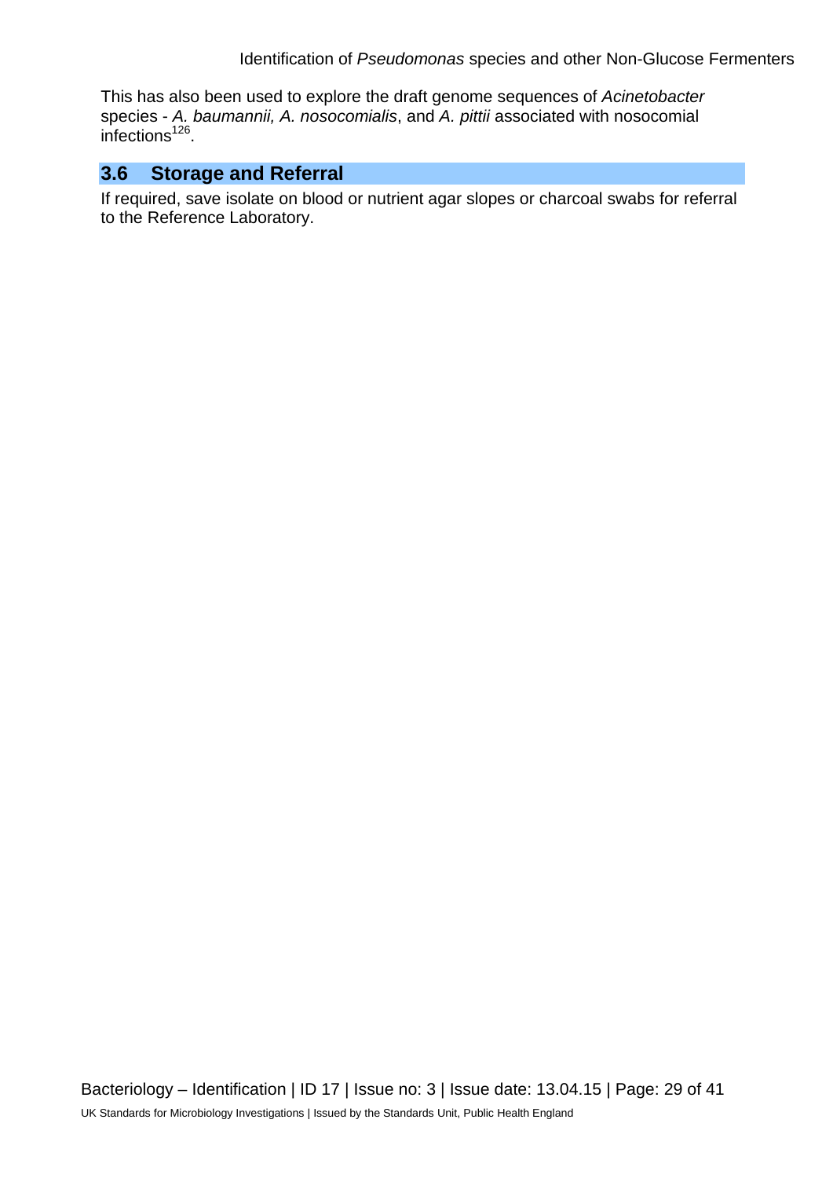This has also been used to explore the draft genome sequences of *Acinetobacter* species - *A. baumannii, A. nosocomialis*, and *A. pittii* associated with nosocomial infections[126].

## 3.6 Storage and Referral

If required, save isolate on blood or nutrient agar slopes or charcoal swabs for referral to the Reference Laboratory.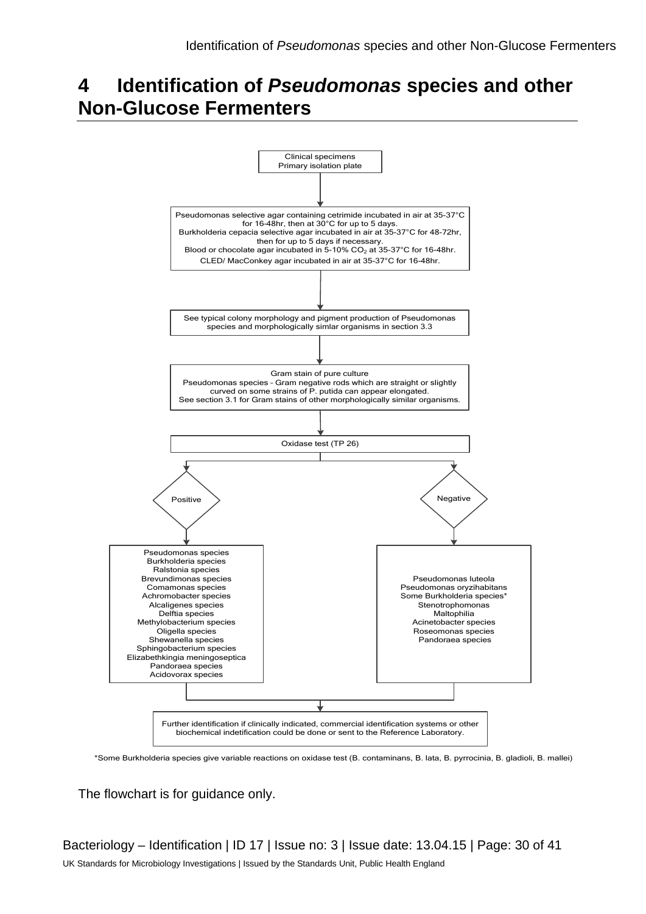# 4 Identification of *Pseudomonas* species and other Non-Glucose Fermenters

Clinical specimens
Primary isolation plate

↓

Pseudomonas selective agar containing cetrimide incubated in air at 35-37°C for 16-48hr, then at 30°C for up to 5 days.
Burkholderia cepacia selective agar incubated in air at 35-37°C for 48-72hr, then for up to 5 days if necessary.
Blood or chocolate agar incubated in 5-10% $CO_2$ at 35-37°C for 16-48hr.
CLED/ MacConkey agar incubated in air at 35-37°C for 16-48hr.

↓

See typical colony morphology and pigment production of Pseudomonas species and morphologically simlar organisms in section 3.3

↓

Gram stain of pure culture
Pseudomonas species - Gram negative rods which are straight or slightly curved on some strains of P. putida can appear elongated.
See section 3.1 for Gram stains of other morphologically similar organisms.

↓

Oxidase test (TP 26)

**Positive**

- Pseudomonas species
- Burkholderia species
- Ralstonia species
- Brevundimonas species
- Comamonas species
- Achromobacter species
- Alcaligenes species
- Delftia species
- Methylobacterium species
- Oligella species
- Shewanella species
- Sphingobacterium species
- Elizabethkingia meningoseptica
- Pandoraea species
- Acidovorax species

**Negative**

- Pseudomonas luteola
- Pseudomonas oryzihabitans
- Some Burkholderia species*
- Stenotrophomonas
- Maltophilia
- Acinetobacter species
- Roseomonas species
- Pandoraea species

↓

Further identification if clinically indicated, commercial identification systems or other biochemical indetification could be done or sent to the Reference Laboratory.

*Some Burkholderia species give variable reactions on oxidase test (B. contaminans, B. lata, B. pyrrocinia, B. gladioli, B. mallei)

The flowchart is for guidance only.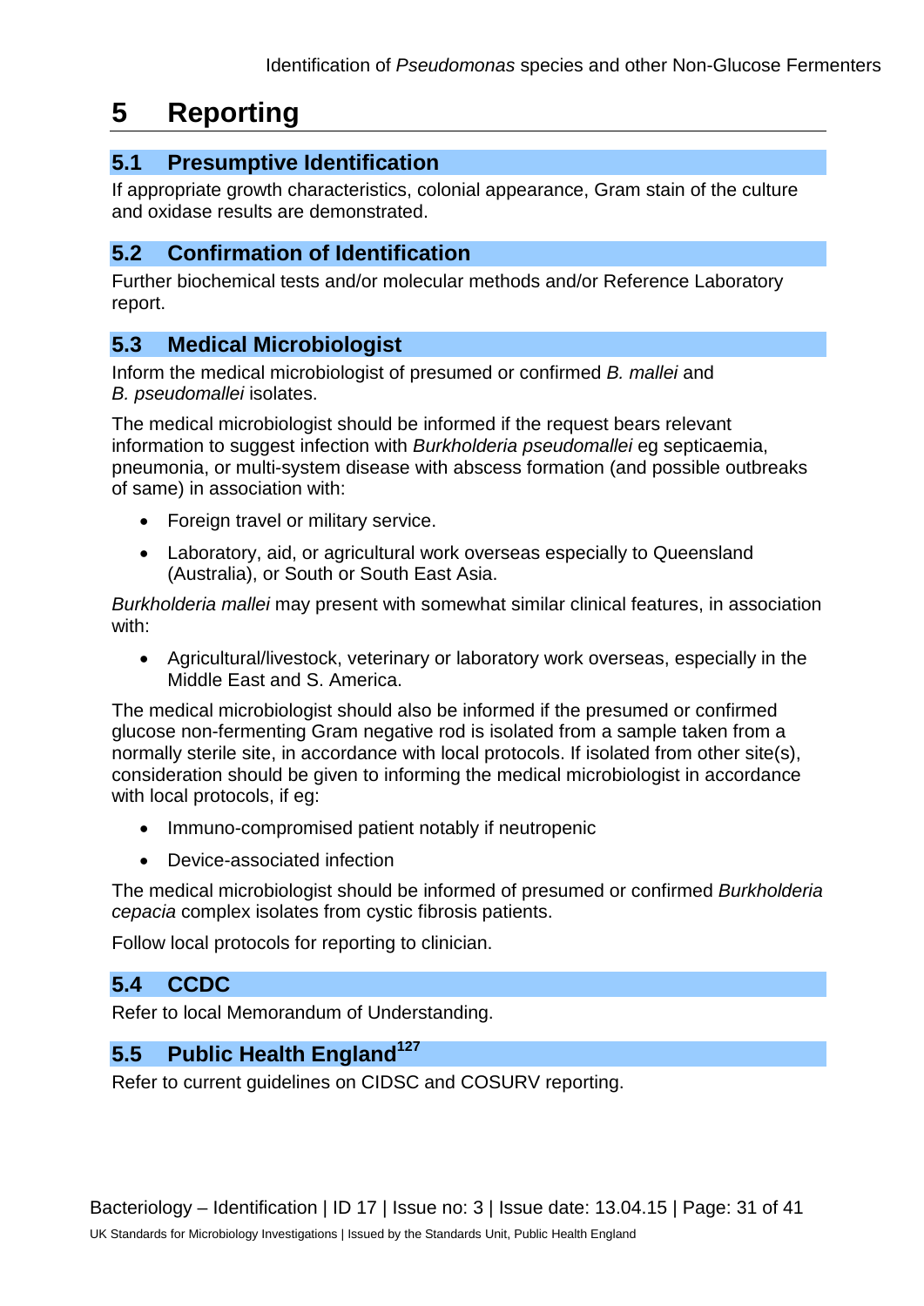# 5 Reporting

## 5.1 Presumptive Identification

If appropriate growth characteristics, colonial appearance, Gram stain of the culture and oxidase results are demonstrated.

## 5.2 Confirmation of Identification

Further biochemical tests and/or molecular methods and/or Reference Laboratory report.

## 5.3 Medical Microbiologist

Inform the medical microbiologist of presumed or confirmed *B. mallei* and *B. pseudomallei* isolates.

The medical microbiologist should be informed if the request bears relevant information to suggest infection with *Burkholderia pseudomallei* eg septicaemia, pneumonia, or multi-system disease with abscess formation (and possible outbreaks of same) in association with:

- Foreign travel or military service.
- Laboratory, aid, or agricultural work overseas especially to Queensland (Australia), or South or South East Asia.

*Burkholderia mallei* may present with somewhat similar clinical features, in association with:

- Agricultural/livestock, veterinary or laboratory work overseas, especially in the Middle East and S. America.

The medical microbiologist should also be informed if the presumed or confirmed glucose non-fermenting Gram negative rod is isolated from a sample taken from a normally sterile site, in accordance with local protocols. If isolated from other site(s), consideration should be given to informing the medical microbiologist in accordance with local protocols, if eg:

- Immuno-compromised patient notably if neutropenic
- Device-associated infection

The medical microbiologist should be informed of presumed or confirmed *Burkholderia cepacia* complex isolates from cystic fibrosis patients.

Follow local protocols for reporting to clinician.

## 5.4 CCDC

Refer to local Memorandum of Understanding.

## 5.5 Public Health England[127]

Refer to current guidelines on CIDSC and COSURV reporting.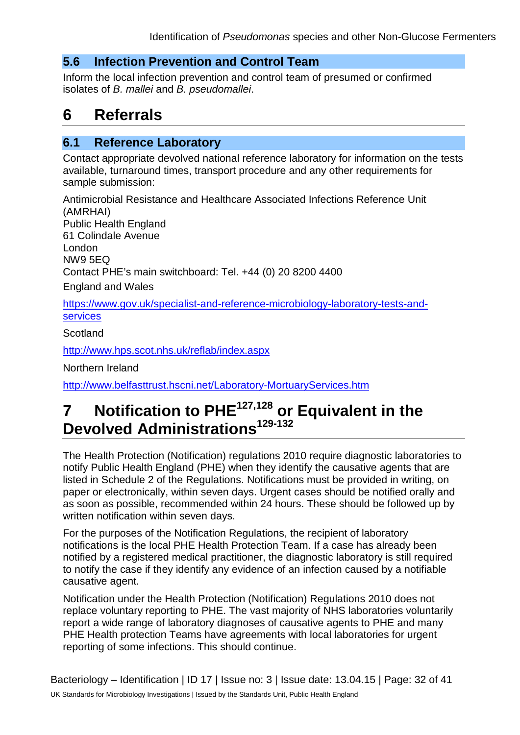### 5.6 Infection Prevention and Control Team

Inform the local infection prevention and control team of presumed or confirmed isolates of *B. mallei* and *B. pseudomallei*.

## 6 Referrals

### 6.1 Reference Laboratory

Contact appropriate devolved national reference laboratory for information on the tests available, turnaround times, transport procedure and any other requirements for sample submission:

Antimicrobial Resistance and Healthcare Associated Infections Reference Unit (AMRHAI)
Public Health England
61 Colindale Avenue
London
NW9 5EQ
Contact PHE's main switchboard: Tel. +44 (0) 20 8200 4400

England and Wales

https://www.gov.uk/specialist-and-reference-microbiology-laboratory-tests-and-services

Scotland

http://www.hps.scot.nhs.uk/reflab/index.aspx

Northern Ireland

http://www.belfasttrust.hscni.net/Laboratory-MortuaryServices.htm

## 7 Notification to PHE[127,128] or Equivalent in the Devolved Administrations[129-132]

The Health Protection (Notification) regulations 2010 require diagnostic laboratories to notify Public Health England (PHE) when they identify the causative agents that are listed in Schedule 2 of the Regulations. Notifications must be provided in writing, on paper or electronically, within seven days. Urgent cases should be notified orally and as soon as possible, recommended within 24 hours. These should be followed up by written notification within seven days.

For the purposes of the Notification Regulations, the recipient of laboratory notifications is the local PHE Health Protection Team. If a case has already been notified by a registered medical practitioner, the diagnostic laboratory is still required to notify the case if they identify any evidence of an infection caused by a notifiable causative agent.

Notification under the Health Protection (Notification) Regulations 2010 does not replace voluntary reporting to PHE. The vast majority of NHS laboratories voluntarily report a wide range of laboratory diagnoses of causative agents to PHE and many PHE Health protection Teams have agreements with local laboratories for urgent reporting of some infections. This should continue.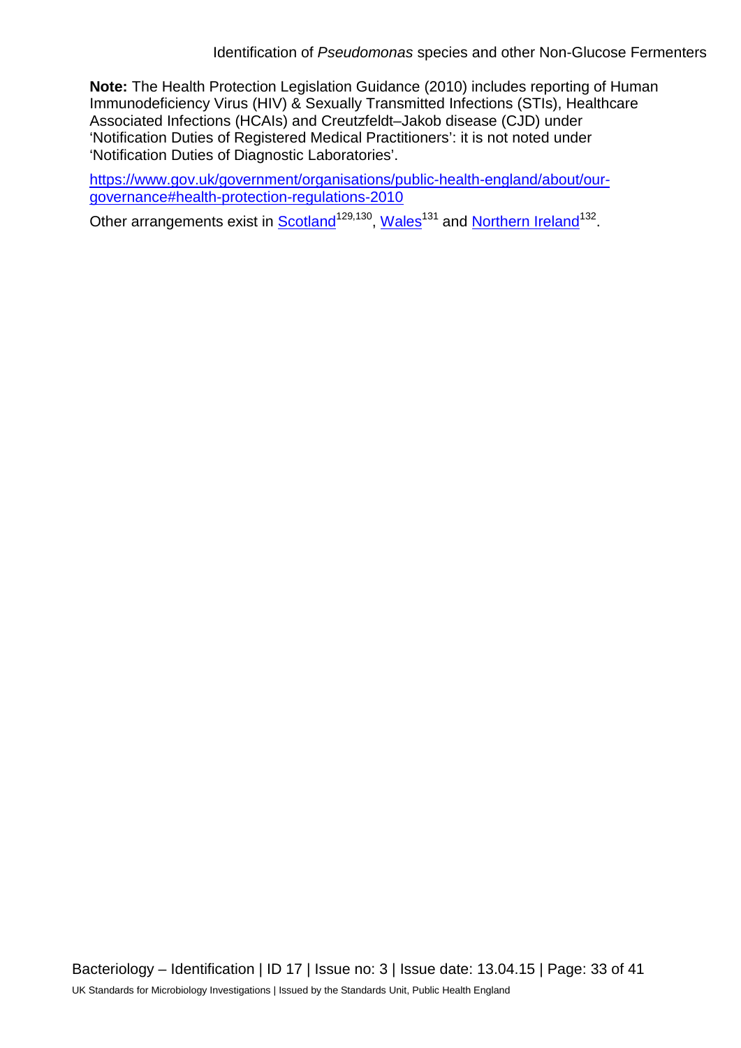**Note:** The Health Protection Legislation Guidance (2010) includes reporting of Human Immunodeficiency Virus (HIV) & Sexually Transmitted Infections (STIs), Healthcare Associated Infections (HCAIs) and Creutzfeldt–Jakob disease (CJD) under 'Notification Duties of Registered Medical Practitioners': it is not noted under 'Notification Duties of Diagnostic Laboratories'.

https://www.gov.uk/government/organisations/public-health-england/about/our-governance#health-protection-regulations-2010

Other arrangements exist in Scotland[129,130], Wales[131] and Northern Ireland[132].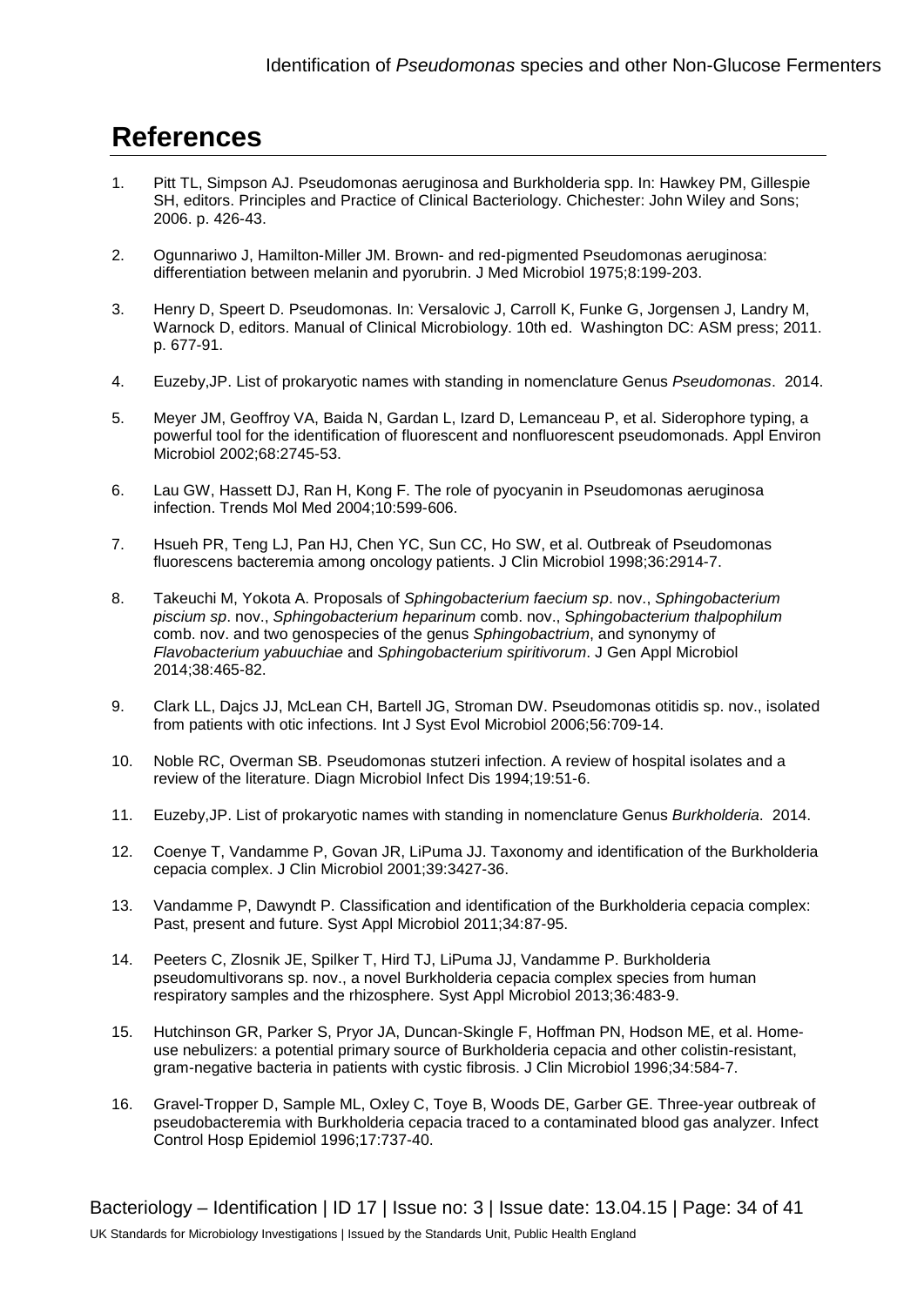# References

1. Pitt TL, Simpson AJ. Pseudomonas aeruginosa and Burkholderia spp. In: Hawkey PM, Gillespie SH, editors. Principles and Practice of Clinical Bacteriology. Chichester: John Wiley and Sons; 2006. p. 426-43.

2. Ogunnariwo J, Hamilton-Miller JM. Brown- and red-pigmented Pseudomonas aeruginosa: differentiation between melanin and pyorubrin. J Med Microbiol 1975;8:199-203.

3. Henry D, Speert D. Pseudomonas. In: Versalovic J, Carroll K, Funke G, Jorgensen J, Landry M, Warnock D, editors. Manual of Clinical Microbiology. 10th ed. Washington DC: ASM press; 2011. p. 677-91.

4. Euzeby,JP. List of prokaryotic names with standing in nomenclature Genus *Pseudomonas*. 2014.

5. Meyer JM, Geoffroy VA, Baida N, Gardan L, Izard D, Lemanceau P, et al. Siderophore typing, a powerful tool for the identification of fluorescent and nonfluorescent pseudomonads. Appl Environ Microbiol 2002;68:2745-53.

6. Lau GW, Hassett DJ, Ran H, Kong F. The role of pyocyanin in Pseudomonas aeruginosa infection. Trends Mol Med 2004;10:599-606.

7. Hsueh PR, Teng LJ, Pan HJ, Chen YC, Sun CC, Ho SW, et al. Outbreak of Pseudomonas fluorescens bacteremia among oncology patients. J Clin Microbiol 1998;36:2914-7.

8. Takeuchi M, Yokota A. Proposals of *Sphingobacterium faecium sp*. nov., *Sphingobacterium piscium sp*. nov., *Sphingobacterium heparinum* comb. nov., *Sphingobacterium thalpophilum* comb. nov. and two genospecies of the genus *Sphingobactrium*, and synonymy of *Flavobacterium yabuuchiae* and *Sphingobacterium spiritivorum*. J Gen Appl Microbiol 2014;38:465-82.

9. Clark LL, Dajcs JJ, McLean CH, Bartell JG, Stroman DW. Pseudomonas otitidis sp. nov., isolated from patients with otic infections. Int J Syst Evol Microbiol 2006;56:709-14.

10. Noble RC, Overman SB. Pseudomonas stutzeri infection. A review of hospital isolates and a review of the literature. Diagn Microbiol Infect Dis 1994;19:51-6.

11. Euzeby,JP. List of prokaryotic names with standing in nomenclature Genus *Burkholderia*. 2014.

12. Coenye T, Vandamme P, Govan JR, LiPuma JJ. Taxonomy and identification of the Burkholderia cepacia complex. J Clin Microbiol 2001;39:3427-36.

13. Vandamme P, Dawyndt P. Classification and identification of the Burkholderia cepacia complex: Past, present and future. Syst Appl Microbiol 2011;34:87-95.

14. Peeters C, Zlosnik JE, Spilker T, Hird TJ, LiPuma JJ, Vandamme P. Burkholderia pseudomultivorans sp. nov., a novel Burkholderia cepacia complex species from human respiratory samples and the rhizosphere. Syst Appl Microbiol 2013;36:483-9.

15. Hutchinson GR, Parker S, Pryor JA, Duncan-Skingle F, Hoffman PN, Hodson ME, et al. Home-use nebulizers: a potential primary source of Burkholderia cepacia and other colistin-resistant, gram-negative bacteria in patients with cystic fibrosis. J Clin Microbiol 1996;34:584-7.

16. Gravel-Tropper D, Sample ML, Oxley C, Toye B, Woods DE, Garber GE. Three-year outbreak of pseudobacteremia with Burkholderia cepacia traced to a contaminated blood gas analyzer. Infect Control Hosp Epidemiol 1996;17:737-40.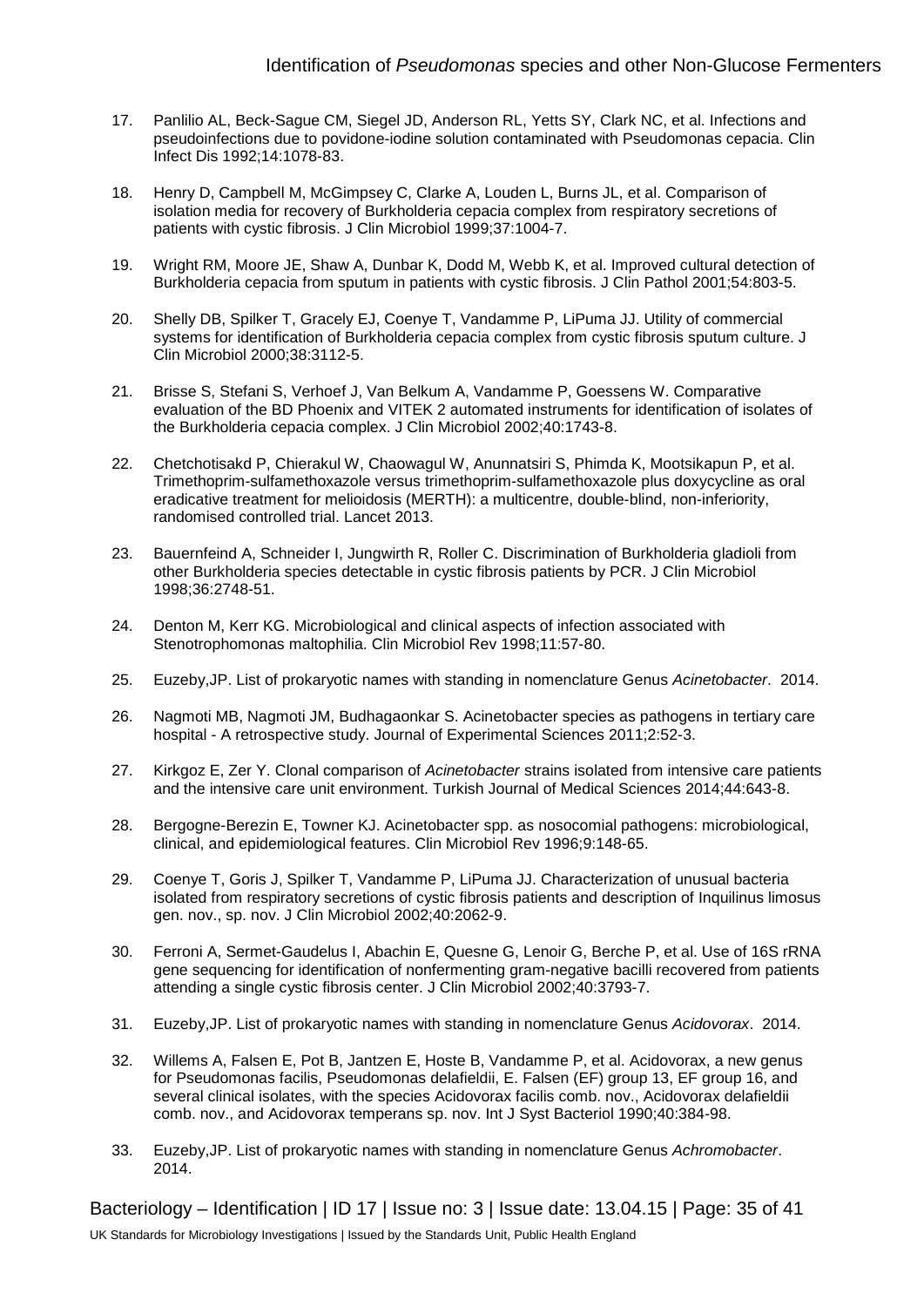17. Panlilio AL, Beck-Sague CM, Siegel JD, Anderson RL, Yetts SY, Clark NC, et al. Infections and pseudoinfections due to povidone-iodine solution contaminated with Pseudomonas cepacia. Clin Infect Dis 1992;14:1078-83.

18. Henry D, Campbell M, McGimpsey C, Clarke A, Louden L, Burns JL, et al. Comparison of isolation media for recovery of Burkholderia cepacia complex from respiratory secretions of patients with cystic fibrosis. J Clin Microbiol 1999;37:1004-7.

19. Wright RM, Moore JE, Shaw A, Dunbar K, Dodd M, Webb K, et al. Improved cultural detection of Burkholderia cepacia from sputum in patients with cystic fibrosis. J Clin Pathol 2001;54:803-5.

20. Shelly DB, Spilker T, Gracely EJ, Coenye T, Vandamme P, LiPuma JJ. Utility of commercial systems for identification of Burkholderia cepacia complex from cystic fibrosis sputum culture. J Clin Microbiol 2000;38:3112-5.

21. Brisse S, Stefani S, Verhoef J, Van Belkum A, Vandamme P, Goessens W. Comparative evaluation of the BD Phoenix and VITEK 2 automated instruments for identification of isolates of the Burkholderia cepacia complex. J Clin Microbiol 2002;40:1743-8.

22. Chetchotisakd P, Chierakul W, Chaowagul W, Anunnatsiri S, Phimda K, Mootsikapun P, et al. Trimethoprim-sulfamethoxazole versus trimethoprim-sulfamethoxazole plus doxycycline as oral eradicative treatment for melioidosis (MERTH): a multicentre, double-blind, non-inferiority, randomised controlled trial. Lancet 2013.

23. Bauernfeind A, Schneider I, Jungwirth R, Roller C. Discrimination of Burkholderia gladioli from other Burkholderia species detectable in cystic fibrosis patients by PCR. J Clin Microbiol 1998;36:2748-51.

24. Denton M, Kerr KG. Microbiological and clinical aspects of infection associated with Stenotrophomonas maltophilia. Clin Microbiol Rev 1998;11:57-80.

25. Euzeby,JP. List of prokaryotic names with standing in nomenclature Genus *Acinetobacter*. 2014.

26. Nagmoti MB, Nagmoti JM, Budhagaonkar S. Acinetobacter species as pathogens in tertiary care hospital - A retrospective study. Journal of Experimental Sciences 2011;2:52-3.

27. Kirkgoz E, Zer Y. Clonal comparison of *Acinetobacter* strains isolated from intensive care patients and the intensive care unit environment. Turkish Journal of Medical Sciences 2014;44:643-8.

28. Bergogne-Berezin E, Towner KJ. Acinetobacter spp. as nosocomial pathogens: microbiological, clinical, and epidemiological features. Clin Microbiol Rev 1996;9:148-65.

29. Coenye T, Goris J, Spilker T, Vandamme P, LiPuma JJ. Characterization of unusual bacteria isolated from respiratory secretions of cystic fibrosis patients and description of Inquilinus limosus gen. nov., sp. nov. J Clin Microbiol 2002;40:2062-9.

30. Ferroni A, Sermet-Gaudelus I, Abachin E, Quesne G, Lenoir G, Berche P, et al. Use of 16S rRNA gene sequencing for identification of nonfermenting gram-negative bacilli recovered from patients attending a single cystic fibrosis center. J Clin Microbiol 2002;40:3793-7.

31. Euzeby,JP. List of prokaryotic names with standing in nomenclature Genus *Acidovorax*. 2014.

32. Willems A, Falsen E, Pot B, Jantzen E, Hoste B, Vandamme P, et al. Acidovorax, a new genus for Pseudomonas facilis, Pseudomonas delafieldii, E. Falsen (EF) group 13, EF group 16, and several clinical isolates, with the species Acidovorax facilis comb. nov., Acidovorax delafieldii comb. nov., and Acidovorax temperans sp. nov. Int J Syst Bacteriol 1990;40:384-98.

33. Euzeby,JP. List of prokaryotic names with standing in nomenclature Genus *Achromobacter*. 2014.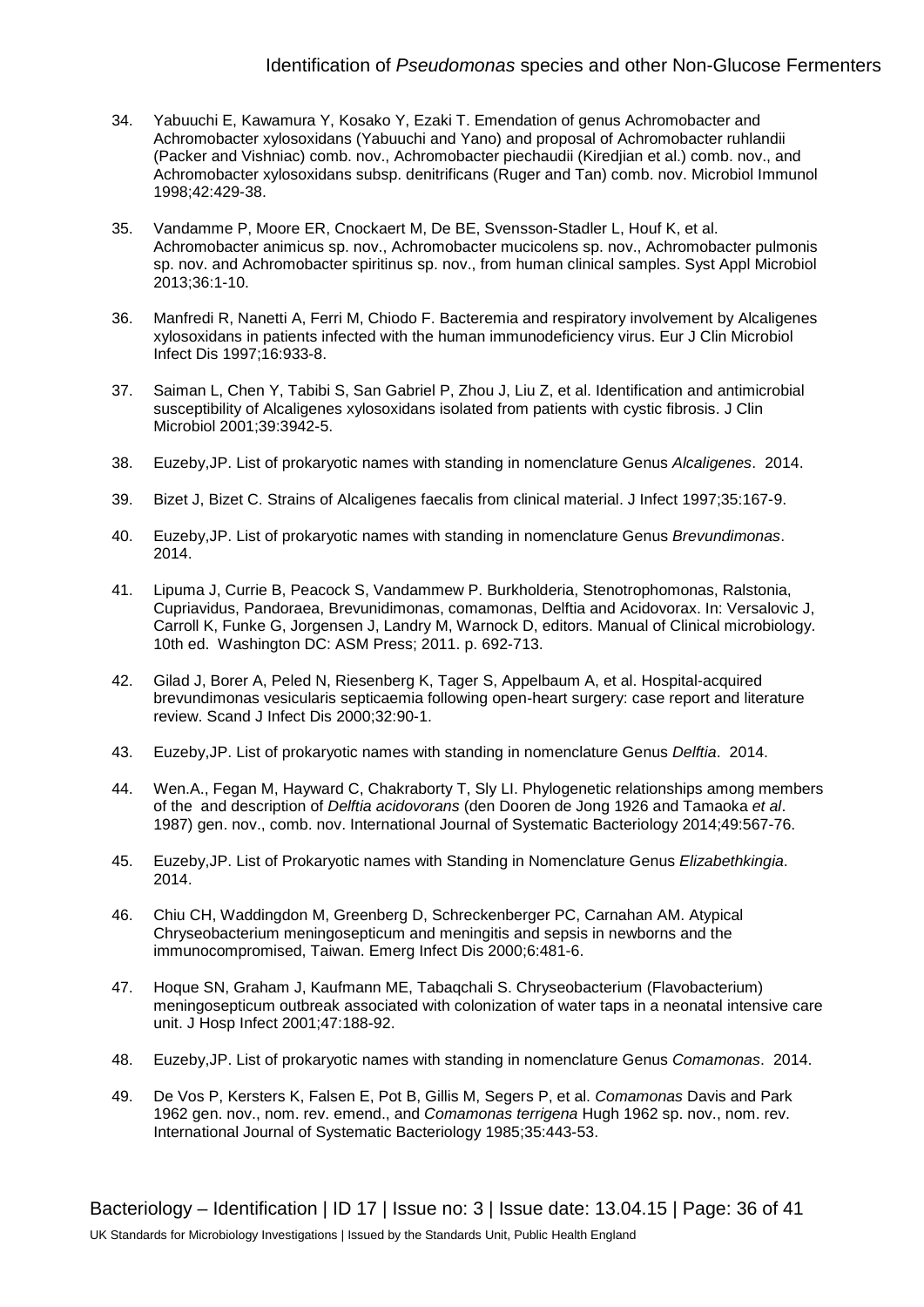34. Yabuuchi E, Kawamura Y, Kosako Y, Ezaki T. Emendation of genus Achromobacter and Achromobacter xylosoxidans (Yabuuchi and Yano) and proposal of Achromobacter ruhlandii (Packer and Vishniac) comb. nov., Achromobacter piechaudii (Kiredjian et al.) comb. nov., and Achromobacter xylosoxidans subsp. denitrificans (Ruger and Tan) comb. nov. Microbiol Immunol 1998;42:429-38.

35. Vandamme P, Moore ER, Cnockaert M, De BE, Svensson-Stadler L, Houf K, et al. Achromobacter animicus sp. nov., Achromobacter mucicolens sp. nov., Achromobacter pulmonis sp. nov. and Achromobacter spiritinus sp. nov., from human clinical samples. Syst Appl Microbiol 2013;36:1-10.

36. Manfredi R, Nanetti A, Ferri M, Chiodo F. Bacteremia and respiratory involvement by Alcaligenes xylosoxidans in patients infected with the human immunodeficiency virus. Eur J Clin Microbiol Infect Dis 1997;16:933-8.

37. Saiman L, Chen Y, Tabibi S, San Gabriel P, Zhou J, Liu Z, et al. Identification and antimicrobial susceptibility of Alcaligenes xylosoxidans isolated from patients with cystic fibrosis. J Clin Microbiol 2001;39:3942-5.

38. Euzeby,JP. List of prokaryotic names with standing in nomenclature Genus *Alcaligenes*. 2014.

39. Bizet J, Bizet C. Strains of Alcaligenes faecalis from clinical material. J Infect 1997;35:167-9.

40. Euzeby,JP. List of prokaryotic names with standing in nomenclature Genus *Brevundimonas*. 2014.

41. Lipuma J, Currie B, Peacock S, Vandammew P. Burkholderia, Stenotrophomonas, Ralstonia, Cupriavidus, Pandoraea, Brevunidimonas, comamonas, Delftia and Acidovorax. In: Versalovic J, Carroll K, Funke G, Jorgensen J, Landry M, Warnock D, editors. Manual of Clinical microbiology. 10th ed. Washington DC: ASM Press; 2011. p. 692-713.

42. Gilad J, Borer A, Peled N, Riesenberg K, Tager S, Appelbaum A, et al. Hospital-acquired brevundimonas vesicularis septicaemia following open-heart surgery: case report and literature review. Scand J Infect Dis 2000;32:90-1.

43. Euzeby,JP. List of prokaryotic names with standing in nomenclature Genus *Delftia*. 2014.

44. Wen.A., Fegan M, Hayward C, Chakraborty T, Sly LI. Phylogenetic relationships among members of the and description of *Delftia acidovorans* (den Dooren de Jong 1926 and Tamaoka *et al*. 1987) gen. nov., comb. nov. International Journal of Systematic Bacteriology 2014;49:567-76.

45. Euzeby,JP. List of Prokaryotic names with Standing in Nomenclature Genus *Elizabethkingia*. 2014.

46. Chiu CH, Waddingdon M, Greenberg D, Schreckenberger PC, Carnahan AM. Atypical Chryseobacterium meningosepticum and meningitis and sepsis in newborns and the immunocompromised, Taiwan. Emerg Infect Dis 2000;6:481-6.

47. Hoque SN, Graham J, Kaufmann ME, Tabaqchali S. Chryseobacterium (Flavobacterium) meningosepticum outbreak associated with colonization of water taps in a neonatal intensive care unit. J Hosp Infect 2001;47:188-92.

48. Euzeby,JP. List of prokaryotic names with standing in nomenclature Genus *Comamonas*. 2014.

49. De Vos P, Kersters K, Falsen E, Pot B, Gillis M, Segers P, et al. *Comamonas* Davis and Park 1962 gen. nov., nom. rev. emend., and *Comamonas terrigena* Hugh 1962 sp. nov., nom. rev. International Journal of Systematic Bacteriology 1985;35:443-53.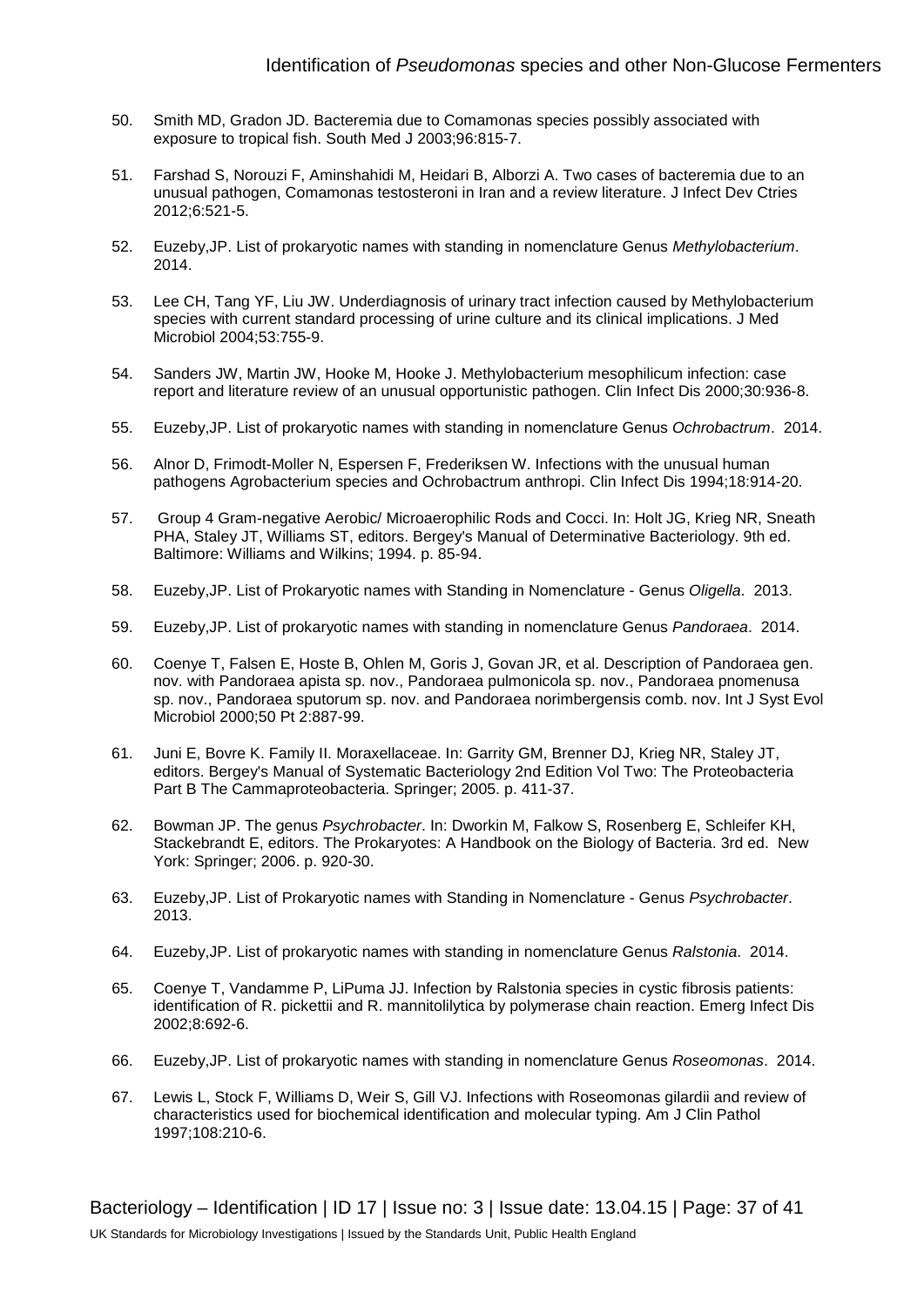50. Smith MD, Gradon JD. Bacteremia due to Comamonas species possibly associated with exposure to tropical fish. South Med J 2003;96:815-7.

51. Farshad S, Norouzi F, Aminshahidi M, Heidari B, Alborzi A. Two cases of bacteremia due to an unusual pathogen, Comamonas testosteroni in Iran and a review literature. J Infect Dev Ctries 2012;6:521-5.

52. Euzeby,JP. List of prokaryotic names with standing in nomenclature Genus *Methylobacterium*. 2014.

53. Lee CH, Tang YF, Liu JW. Underdiagnosis of urinary tract infection caused by Methylobacterium species with current standard processing of urine culture and its clinical implications. J Med Microbiol 2004;53:755-9.

54. Sanders JW, Martin JW, Hooke M, Hooke J. Methylobacterium mesophilicum infection: case report and literature review of an unusual opportunistic pathogen. Clin Infect Dis 2000;30:936-8.

55. Euzeby,JP. List of prokaryotic names with standing in nomenclature Genus *Ochrobactrum*. 2014.

56. Alnor D, Frimodt-Moller N, Espersen F, Frederiksen W. Infections with the unusual human pathogens Agrobacterium species and Ochrobactrum anthropi. Clin Infect Dis 1994;18:914-20.

57. Group 4 Gram-negative Aerobic/ Microaerophilic Rods and Cocci. In: Holt JG, Krieg NR, Sneath PHA, Staley JT, Williams ST, editors. Bergey's Manual of Determinative Bacteriology. 9th ed. Baltimore: Williams and Wilkins; 1994. p. 85-94.

58. Euzeby,JP. List of Prokaryotic names with Standing in Nomenclature - Genus *Oligella*. 2013.

59. Euzeby,JP. List of prokaryotic names with standing in nomenclature Genus *Pandoraea*. 2014.

60. Coenye T, Falsen E, Hoste B, Ohlen M, Goris J, Govan JR, et al. Description of Pandoraea gen. nov. with Pandoraea apista sp. nov., Pandoraea pulmonicola sp. nov., Pandoraea pnomenusa sp. nov., Pandoraea sputorum sp. nov. and Pandoraea norimbergensis comb. nov. Int J Syst Evol Microbiol 2000;50 Pt 2:887-99.

61. Juni E, Bovre K. Family II. Moraxellaceae. In: Garrity GM, Brenner DJ, Krieg NR, Staley JT, editors. Bergey's Manual of Systematic Bacteriology 2nd Edition Vol Two: The Proteobacteria Part B The Cammaproteobacteria. Springer; 2005. p. 411-37.

62. Bowman JP. The genus *Psychrobacter*. In: Dworkin M, Falkow S, Rosenberg E, Schleifer KH, Stackebrandt E, editors. The Prokaryotes: A Handbook on the Biology of Bacteria. 3rd ed. New York: Springer; 2006. p. 920-30.

63. Euzeby,JP. List of Prokaryotic names with Standing in Nomenclature - Genus *Psychrobacter*. 2013.

64. Euzeby,JP. List of prokaryotic names with standing in nomenclature Genus *Ralstonia*. 2014.

65. Coenye T, Vandamme P, LiPuma JJ. Infection by Ralstonia species in cystic fibrosis patients: identification of R. pickettii and R. mannitolilytica by polymerase chain reaction. Emerg Infect Dis 2002;8:692-6.

66. Euzeby,JP. List of prokaryotic names with standing in nomenclature Genus *Roseomonas*. 2014.

67. Lewis L, Stock F, Williams D, Weir S, Gill VJ. Infections with Roseomonas gilardii and review of characteristics used for biochemical identification and molecular typing. Am J Clin Pathol 1997;108:210-6.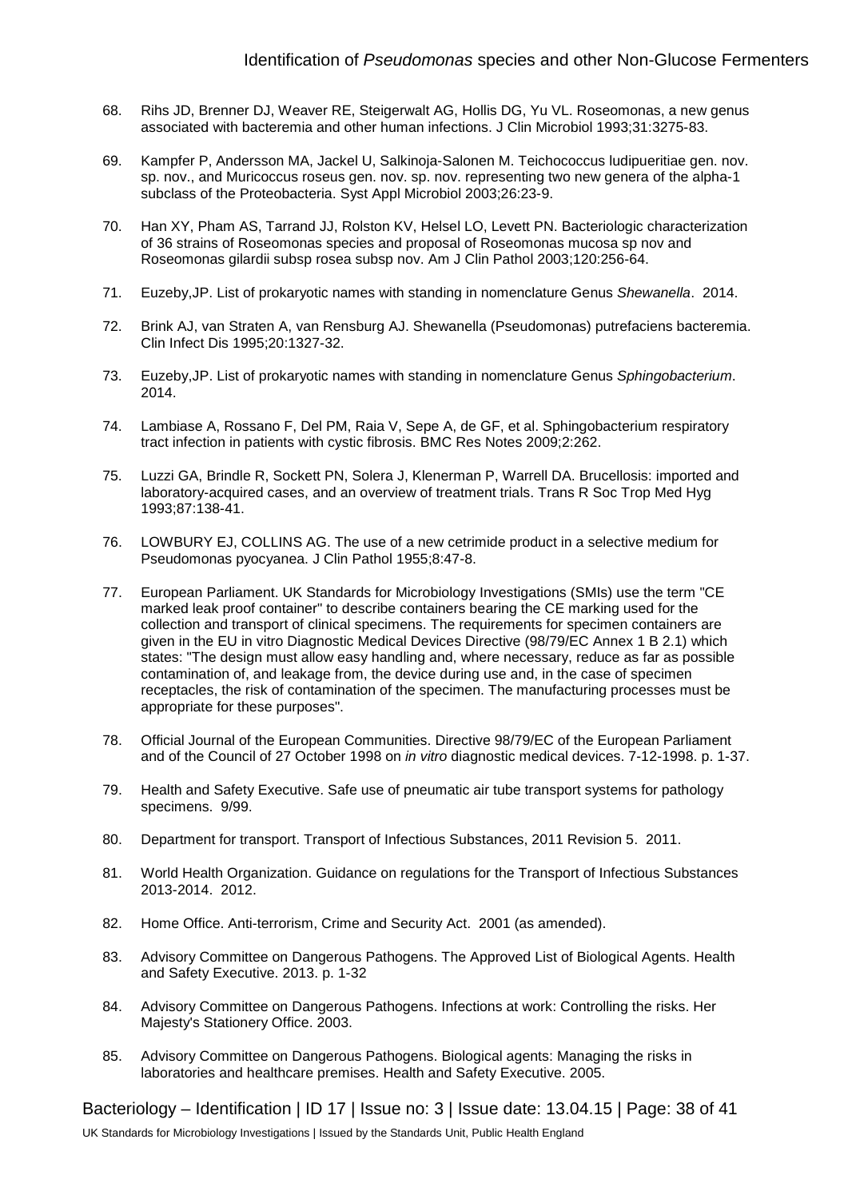68. Rihs JD, Brenner DJ, Weaver RE, Steigerwalt AG, Hollis DG, Yu VL. Roseomonas, a new genus associated with bacteremia and other human infections. J Clin Microbiol 1993;31:3275-83.

69. Kampfer P, Andersson MA, Jackel U, Salkinoja-Salonen M. Teichococcus ludipueritiae gen. nov. sp. nov., and Muricoccus roseus gen. nov. sp. nov. representing two new genera of the alpha-1 subclass of the Proteobacteria. Syst Appl Microbiol 2003;26:23-9.

70. Han XY, Pham AS, Tarrand JJ, Rolston KV, Helsel LO, Levett PN. Bacteriologic characterization of 36 strains of Roseomonas species and proposal of Roseomonas mucosa sp nov and Roseomonas gilardii subsp rosea subsp nov. Am J Clin Pathol 2003;120:256-64.

71. Euzeby,JP. List of prokaryotic names with standing in nomenclature Genus *Shewanella*. 2014.

72. Brink AJ, van Straten A, van Rensburg AJ. Shewanella (Pseudomonas) putrefaciens bacteremia. Clin Infect Dis 1995;20:1327-32.

73. Euzeby,JP. List of prokaryotic names with standing in nomenclature Genus *Sphingobacterium*. 2014.

74. Lambiase A, Rossano F, Del PM, Raia V, Sepe A, de GF, et al. Sphingobacterium respiratory tract infection in patients with cystic fibrosis. BMC Res Notes 2009;2:262.

75. Luzzi GA, Brindle R, Sockett PN, Solera J, Klenerman P, Warrell DA. Brucellosis: imported and laboratory-acquired cases, and an overview of treatment trials. Trans R Soc Trop Med Hyg 1993;87:138-41.

76. LOWBURY EJ, COLLINS AG. The use of a new cetrimide product in a selective medium for Pseudomonas pyocyanea. J Clin Pathol 1955;8:47-8.

77. European Parliament. UK Standards for Microbiology Investigations (SMIs) use the term "CE marked leak proof container" to describe containers bearing the CE marking used for the collection and transport of clinical specimens. The requirements for specimen containers are given in the EU in vitro Diagnostic Medical Devices Directive (98/79/EC Annex 1 B 2.1) which states: "The design must allow easy handling and, where necessary, reduce as far as possible contamination of, and leakage from, the device during use and, in the case of specimen receptacles, the risk of contamination of the specimen. The manufacturing processes must be appropriate for these purposes".

78. Official Journal of the European Communities. Directive 98/79/EC of the European Parliament and of the Council of 27 October 1998 on *in vitro* diagnostic medical devices. 7-12-1998. p. 1-37.

79. Health and Safety Executive. Safe use of pneumatic air tube transport systems for pathology specimens. 9/99.

80. Department for transport. Transport of Infectious Substances, 2011 Revision 5. 2011.

81. World Health Organization. Guidance on regulations for the Transport of Infectious Substances 2013-2014. 2012.

82. Home Office. Anti-terrorism, Crime and Security Act. 2001 (as amended).

83. Advisory Committee on Dangerous Pathogens. The Approved List of Biological Agents. Health and Safety Executive. 2013. p. 1-32

84. Advisory Committee on Dangerous Pathogens. Infections at work: Controlling the risks. Her Majesty's Stationery Office. 2003.

85. Advisory Committee on Dangerous Pathogens. Biological agents: Managing the risks in laboratories and healthcare premises. Health and Safety Executive. 2005.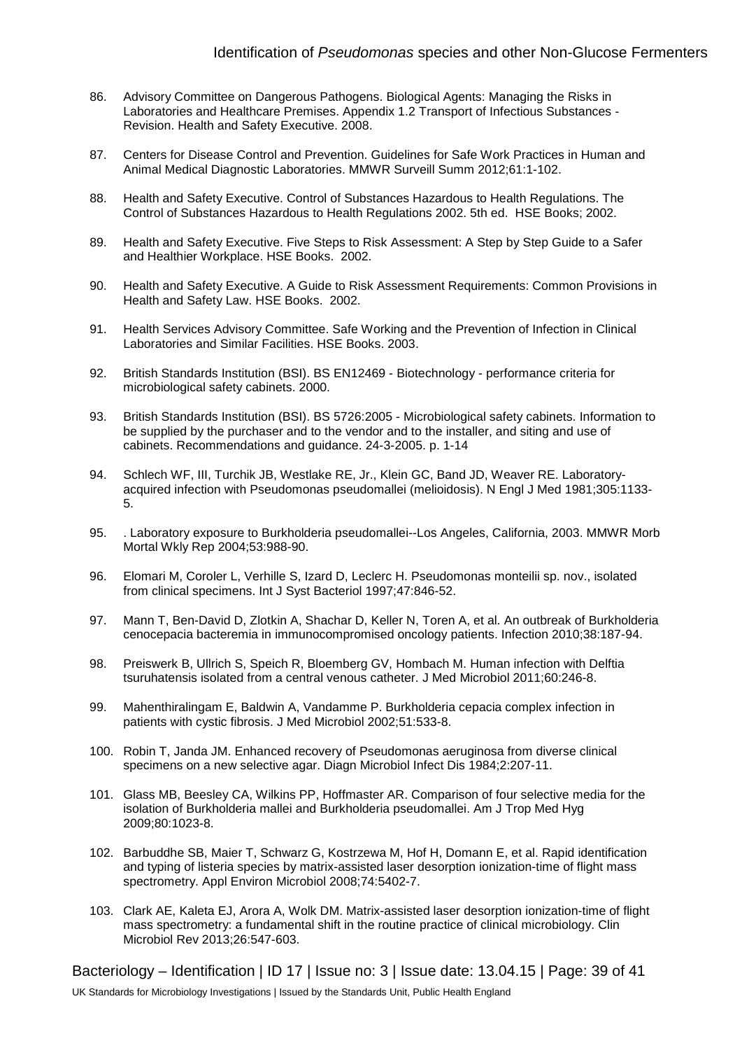86. Advisory Committee on Dangerous Pathogens. Biological Agents: Managing the Risks in Laboratories and Healthcare Premises. Appendix 1.2 Transport of Infectious Substances - Revision. Health and Safety Executive. 2008.

87. Centers for Disease Control and Prevention. Guidelines for Safe Work Practices in Human and Animal Medical Diagnostic Laboratories. MMWR Surveill Summ 2012;61:1-102.

88. Health and Safety Executive. Control of Substances Hazardous to Health Regulations. The Control of Substances Hazardous to Health Regulations 2002. 5th ed. HSE Books; 2002.

89. Health and Safety Executive. Five Steps to Risk Assessment: A Step by Step Guide to a Safer and Healthier Workplace. HSE Books. 2002.

90. Health and Safety Executive. A Guide to Risk Assessment Requirements: Common Provisions in Health and Safety Law. HSE Books. 2002.

91. Health Services Advisory Committee. Safe Working and the Prevention of Infection in Clinical Laboratories and Similar Facilities. HSE Books. 2003.

92. British Standards Institution (BSI). BS EN12469 - Biotechnology - performance criteria for microbiological safety cabinets. 2000.

93. British Standards Institution (BSI). BS 5726:2005 - Microbiological safety cabinets. Information to be supplied by the purchaser and to the vendor and to the installer, and siting and use of cabinets. Recommendations and guidance. 24-3-2005. p. 1-14

94. Schlech WF, III, Turchik JB, Westlake RE, Jr., Klein GC, Band JD, Weaver RE. Laboratory-acquired infection with Pseudomonas pseudomallei (melioidosis). N Engl J Med 1981;305:1133-5.

95. . Laboratory exposure to Burkholderia pseudomallei--Los Angeles, California, 2003. MMWR Morb Mortal Wkly Rep 2004;53:988-90.

96. Elomari M, Coroler L, Verhille S, Izard D, Leclerc H. Pseudomonas monteilii sp. nov., isolated from clinical specimens. Int J Syst Bacteriol 1997;47:846-52.

97. Mann T, Ben-David D, Zlotkin A, Shachar D, Keller N, Toren A, et al. An outbreak of Burkholderia cenocepacia bacteremia in immunocompromised oncology patients. Infection 2010;38:187-94.

98. Preiswerk B, Ullrich S, Speich R, Bloemberg GV, Hombach M. Human infection with Delftia tsuruhatensis isolated from a central venous catheter. J Med Microbiol 2011;60:246-8.

99. Mahenthiralingam E, Baldwin A, Vandamme P. Burkholderia cepacia complex infection in patients with cystic fibrosis. J Med Microbiol 2002;51:533-8.

100. Robin T, Janda JM. Enhanced recovery of Pseudomonas aeruginosa from diverse clinical specimens on a new selective agar. Diagn Microbiol Infect Dis 1984;2:207-11.

101. Glass MB, Beesley CA, Wilkins PP, Hoffmaster AR. Comparison of four selective media for the isolation of Burkholderia mallei and Burkholderia pseudomallei. Am J Trop Med Hyg 2009;80:1023-8.

102. Barbuddhe SB, Maier T, Schwarz G, Kostrzewa M, Hof H, Domann E, et al. Rapid identification and typing of listeria species by matrix-assisted laser desorption ionization-time of flight mass spectrometry. Appl Environ Microbiol 2008;74:5402-7.

103. Clark AE, Kaleta EJ, Arora A, Wolk DM. Matrix-assisted laser desorption ionization-time of flight mass spectrometry: a fundamental shift in the routine practice of clinical microbiology. Clin Microbiol Rev 2013;26:547-603.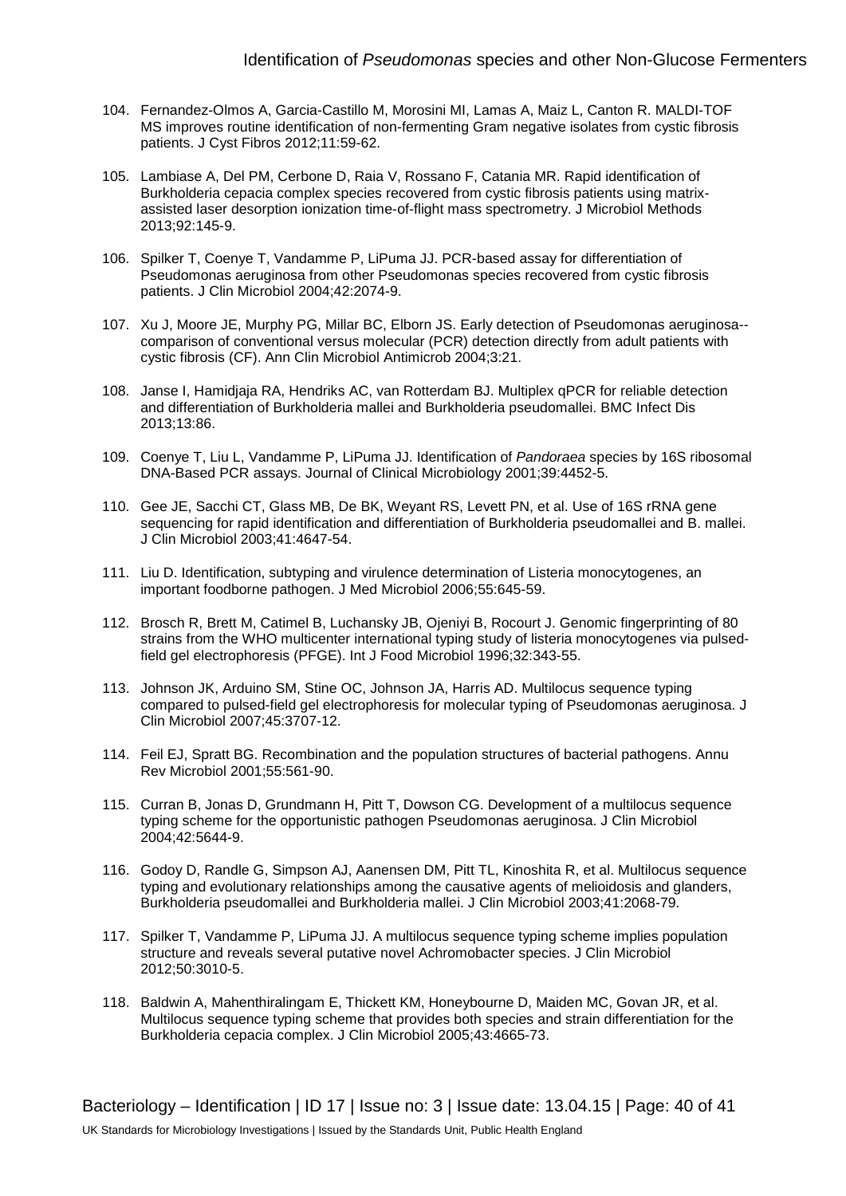104. Fernandez-Olmos A, Garcia-Castillo M, Morosini MI, Lamas A, Maiz L, Canton R. MALDI-TOF MS improves routine identification of non-fermenting Gram negative isolates from cystic fibrosis patients. J Cyst Fibros 2012;11:59-62.

105. Lambiase A, Del PM, Cerbone D, Raia V, Rossano F, Catania MR. Rapid identification of Burkholderia cepacia complex species recovered from cystic fibrosis patients using matrix-assisted laser desorption ionization time-of-flight mass spectrometry. J Microbiol Methods 2013;92:145-9.

106. Spilker T, Coenye T, Vandamme P, LiPuma JJ. PCR-based assay for differentiation of Pseudomonas aeruginosa from other Pseudomonas species recovered from cystic fibrosis patients. J Clin Microbiol 2004;42:2074-9.

107. Xu J, Moore JE, Murphy PG, Millar BC, Elborn JS. Early detection of Pseudomonas aeruginosa--comparison of conventional versus molecular (PCR) detection directly from adult patients with cystic fibrosis (CF). Ann Clin Microbiol Antimicrob 2004;3:21.

108. Janse I, Hamidjaja RA, Hendriks AC, van Rotterdam BJ. Multiplex qPCR for reliable detection and differentiation of Burkholderia mallei and Burkholderia pseudomallei. BMC Infect Dis 2013;13:86.

109. Coenye T, Liu L, Vandamme P, LiPuma JJ. Identification of *Pandoraea* species by 16S ribosomal DNA-Based PCR assays. Journal of Clinical Microbiology 2001;39:4452-5.

110. Gee JE, Sacchi CT, Glass MB, De BK, Weyant RS, Levett PN, et al. Use of 16S rRNA gene sequencing for rapid identification and differentiation of Burkholderia pseudomallei and B. mallei. J Clin Microbiol 2003;41:4647-54.

111. Liu D. Identification, subtyping and virulence determination of Listeria monocytogenes, an important foodborne pathogen. J Med Microbiol 2006;55:645-59.

112. Brosch R, Brett M, Catimel B, Luchansky JB, Ojeniyi B, Rocourt J. Genomic fingerprinting of 80 strains from the WHO multicenter international typing study of listeria monocytogenes via pulsed-field gel electrophoresis (PFGE). Int J Food Microbiol 1996;32:343-55.

113. Johnson JK, Arduino SM, Stine OC, Johnson JA, Harris AD. Multilocus sequence typing compared to pulsed-field gel electrophoresis for molecular typing of Pseudomonas aeruginosa. J Clin Microbiol 2007;45:3707-12.

114. Feil EJ, Spratt BG. Recombination and the population structures of bacterial pathogens. Annu Rev Microbiol 2001;55:561-90.

115. Curran B, Jonas D, Grundmann H, Pitt T, Dowson CG. Development of a multilocus sequence typing scheme for the opportunistic pathogen Pseudomonas aeruginosa. J Clin Microbiol 2004;42:5644-9.

116. Godoy D, Randle G, Simpson AJ, Aanensen DM, Pitt TL, Kinoshita R, et al. Multilocus sequence typing and evolutionary relationships among the causative agents of melioidosis and glanders, Burkholderia pseudomallei and Burkholderia mallei. J Clin Microbiol 2003;41:2068-79.

117. Spilker T, Vandamme P, LiPuma JJ. A multilocus sequence typing scheme implies population structure and reveals several putative novel Achromobacter species. J Clin Microbiol 2012;50:3010-5.

118. Baldwin A, Mahenthiralingam E, Thickett KM, Honeybourne D, Maiden MC, Govan JR, et al. Multilocus sequence typing scheme that provides both species and strain differentiation for the Burkholderia cepacia complex. J Clin Microbiol 2005;43:4665-73.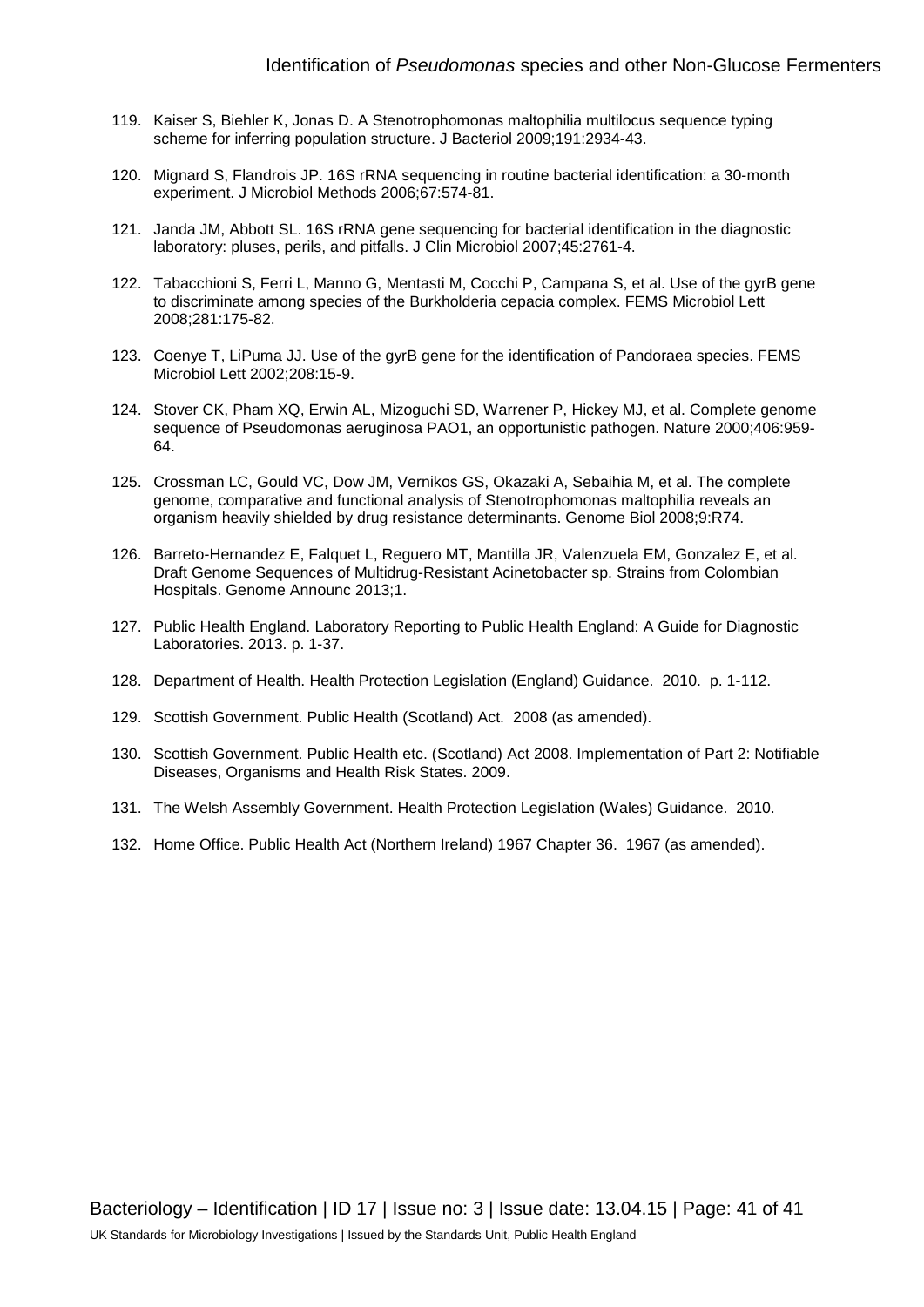119. Kaiser S, Biehler K, Jonas D. A Stenotrophomonas maltophilia multilocus sequence typing scheme for inferring population structure. J Bacteriol 2009;191:2934-43.

120. Mignard S, Flandrois JP. 16S rRNA sequencing in routine bacterial identification: a 30-month experiment. J Microbiol Methods 2006;67:574-81.

121. Janda JM, Abbott SL. 16S rRNA gene sequencing for bacterial identification in the diagnostic laboratory: pluses, perils, and pitfalls. J Clin Microbiol 2007;45:2761-4.

122. Tabacchioni S, Ferri L, Manno G, Mentasti M, Cocchi P, Campana S, et al. Use of the gyrB gene to discriminate among species of the Burkholderia cepacia complex. FEMS Microbiol Lett 2008;281:175-82.

123. Coenye T, LiPuma JJ. Use of the gyrB gene for the identification of Pandoraea species. FEMS Microbiol Lett 2002;208:15-9.

124. Stover CK, Pham XQ, Erwin AL, Mizoguchi SD, Warrener P, Hickey MJ, et al. Complete genome sequence of Pseudomonas aeruginosa PAO1, an opportunistic pathogen. Nature 2000;406:959-64.

125. Crossman LC, Gould VC, Dow JM, Vernikos GS, Okazaki A, Sebaihia M, et al. The complete genome, comparative and functional analysis of Stenotrophomonas maltophilia reveals an organism heavily shielded by drug resistance determinants. Genome Biol 2008;9:R74.

126. Barreto-Hernandez E, Falquet L, Reguero MT, Mantilla JR, Valenzuela EM, Gonzalez E, et al. Draft Genome Sequences of Multidrug-Resistant Acinetobacter sp. Strains from Colombian Hospitals. Genome Announc 2013;1.

127. Public Health England. Laboratory Reporting to Public Health England: A Guide for Diagnostic Laboratories. 2013. p. 1-37.

128. Department of Health. Health Protection Legislation (England) Guidance. 2010. p. 1-112.

129. Scottish Government. Public Health (Scotland) Act. 2008 (as amended).

130. Scottish Government. Public Health etc. (Scotland) Act 2008. Implementation of Part 2: Notifiable Diseases, Organisms and Health Risk States. 2009.

131. The Welsh Assembly Government. Health Protection Legislation (Wales) Guidance. 2010.

132. Home Office. Public Health Act (Northern Ireland) 1967 Chapter 36. 1967 (as amended).